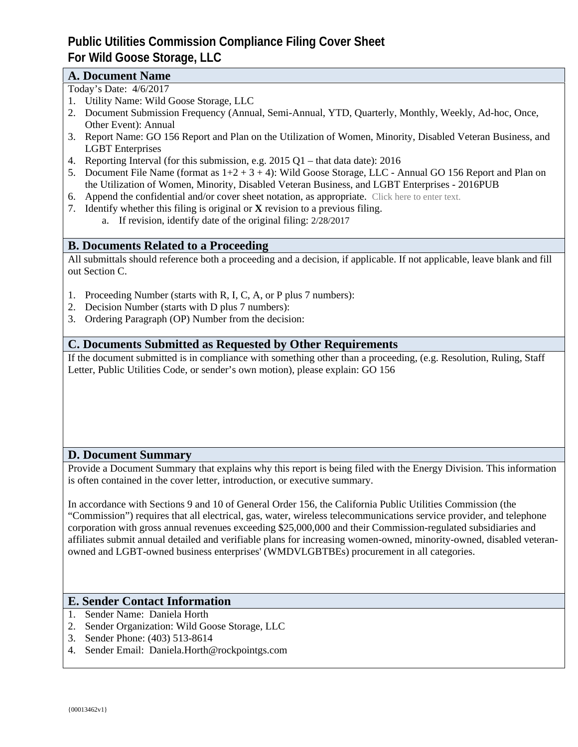# Public Utilities Commission Compliance Filing Cover Sheet
# For Wild Goose Storage, LLC

## A. Document Name

Today's Date: 4/6/2017

1. Utility Name: Wild Goose Storage, LLC
2. Document Submission Frequency (Annual, Semi-Annual, YTD, Quarterly, Monthly, Weekly, Ad-hoc, Once, Other Event): Annual
3. Report Name: GO 156 Report and Plan on the Utilization of Women, Minority, Disabled Veteran Business, and LGBT Enterprises
4. Reporting Interval (for this submission, e.g. 2015 Q1 – that data date): 2016
5. Document File Name (format as 1+2 + 3 + 4): Wild Goose Storage, LLC - Annual GO 156 Report and Plan on the Utilization of Women, Minority, Disabled Veteran Business, and LGBT Enterprises - 2016PUB
6. Append the confidential and/or cover sheet notation, as appropriate. Click here to enter text.
7. Identify whether this filing is original or **X** revision to a previous filing.
   a. If revision, identify date of the original filing: 2/28/2017

## B. Documents Related to a Proceeding

All submittals should reference both a proceeding and a decision, if applicable. If not applicable, leave blank and fill out Section C.

1. Proceeding Number (starts with R, I, C, A, or P plus 7 numbers):
2. Decision Number (starts with D plus 7 numbers):
3. Ordering Paragraph (OP) Number from the decision:

## C. Documents Submitted as Requested by Other Requirements

If the document submitted is in compliance with something other than a proceeding, (e.g. Resolution, Ruling, Staff Letter, Public Utilities Code, or sender's own motion), please explain: GO 156

## D. Document Summary

Provide a Document Summary that explains why this report is being filed with the Energy Division. This information is often contained in the cover letter, introduction, or executive summary.

In accordance with Sections 9 and 10 of General Order 156, the California Public Utilities Commission (the "Commission") requires that all electrical, gas, water, wireless telecommunications service provider, and telephone corporation with gross annual revenues exceeding $25,000,000 and their Commission-regulated subsidiaries and affiliates submit annual detailed and verifiable plans for increasing women-owned, minority-owned, disabled veteran-owned and LGBT-owned business enterprises' (WMDVLGBTBEs) procurement in all categories.

## E. Sender Contact Information

1. Sender Name: Daniela Horth
2. Sender Organization: Wild Goose Storage, LLC
3. Sender Phone: (403) 513-8614
4. Sender Email: Daniela.Horth@rockpointgs.com

{00013462v1}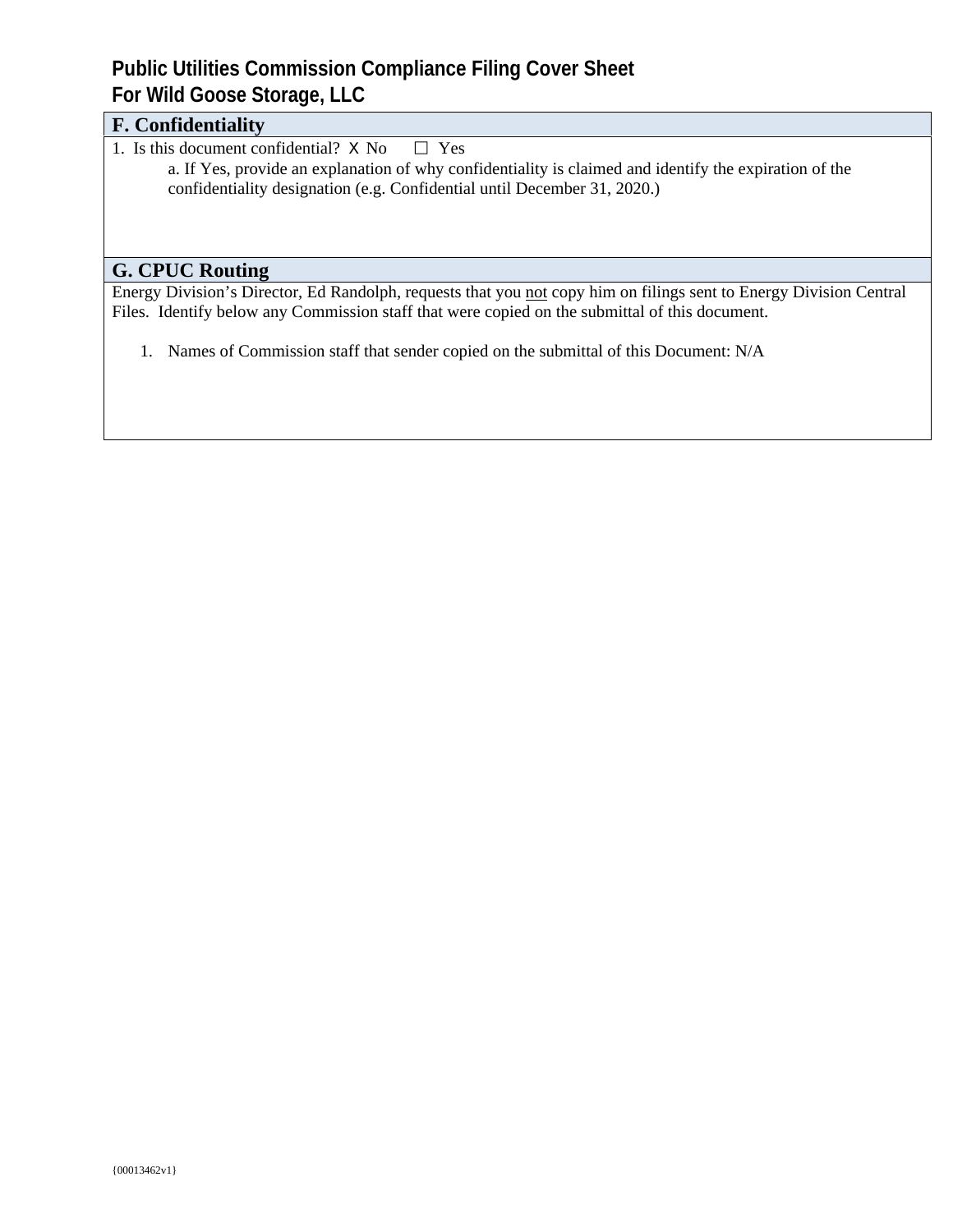# Public Utilities Commission Compliance Filing Cover Sheet
# For Wild Goose Storage, LLC

## F. Confidentiality

1. Is this document confidential? X No ☐ Yes

   a. If Yes, provide an explanation of why confidentiality is claimed and identify the expiration of the confidentiality designation (e.g. Confidential until December 31, 2020.)

## G. CPUC Routing

Energy Division's Director, Ed Randolph, requests that you <u>not</u> copy him on filings sent to Energy Division Central Files. Identify below any Commission staff that were copied on the submittal of this document.

1. Names of Commission staff that sender copied on the submittal of this Document: N/A

{00013462v1}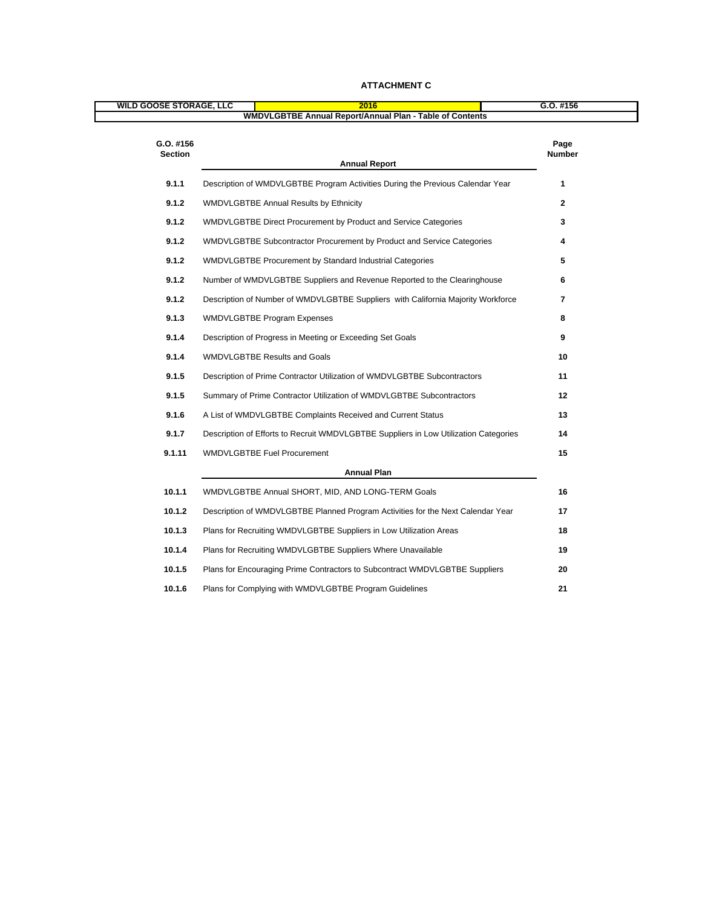**ATTACHMENT C**

| WILD GOOSE STORAGE, LLC | 2016 | G.O. #156 |
|---|---|---|
| WMDVLGBTBE Annual Report/Annual Plan - Table of Contents | | |

| G.O. #156 Section | Annual Report | Page Number |
|---|---|---|
| 9.1.1 | Description of WMDVLGBTBE Program Activities During the Previous Calendar Year | 1 |
| 9.1.2 | WMDVLGBTBE Annual Results by Ethnicity | 2 |
| 9.1.2 | WMDVLGBTBE Direct Procurement by Product and Service Categories | 3 |
| 9.1.2 | WMDVLGBTBE Subcontractor Procurement by Product and Service Categories | 4 |
| 9.1.2 | WMDVLGBTBE Procurement by Standard Industrial Categories | 5 |
| 9.1.2 | Number of WMDVLGBTBE Suppliers and Revenue Reported to the Clearinghouse | 6 |
| 9.1.2 | Description of Number of WMDVLGBTBE Suppliers with California Majority Workforce | 7 |
| 9.1.3 | WMDVLGBTBE Program Expenses | 8 |
| 9.1.4 | Description of Progress in Meeting or Exceeding Set Goals | 9 |
| 9.1.4 | WMDVLGBTBE Results and Goals | 10 |
| 9.1.5 | Description of Prime Contractor Utilization of WMDVLGBTBE Subcontractors | 11 |
| 9.1.5 | Summary of Prime Contractor Utilization of WMDVLGBTBE Subcontractors | 12 |
| 9.1.6 | A List of WMDVLGBTBE Complaints Received and Current Status | 13 |
| 9.1.7 | Description of Efforts to Recruit WMDVLGBTBE Suppliers in Low Utilization Categories | 14 |
| 9.1.11 | WMDVLGBTBE Fuel Procurement | 15 |
| | **Annual Plan** | |
| 10.1.1 | WMDVLGBTBE Annual SHORT, MID, AND LONG-TERM Goals | 16 |
| 10.1.2 | Description of WMDVLGBTBE Planned Program Activities for the Next Calendar Year | 17 |
| 10.1.3 | Plans for Recruiting WMDVLGBTBE Suppliers in Low Utilization Areas | 18 |
| 10.1.4 | Plans for Recruiting WMDVLGBTBE Suppliers Where Unavailable | 19 |
| 10.1.5 | Plans for Encouraging Prime Contractors to Subcontract WMDVLGBTBE Suppliers | 20 |
| 10.1.6 | Plans for Complying with WMDVLGBTBE Program Guidelines | 21 |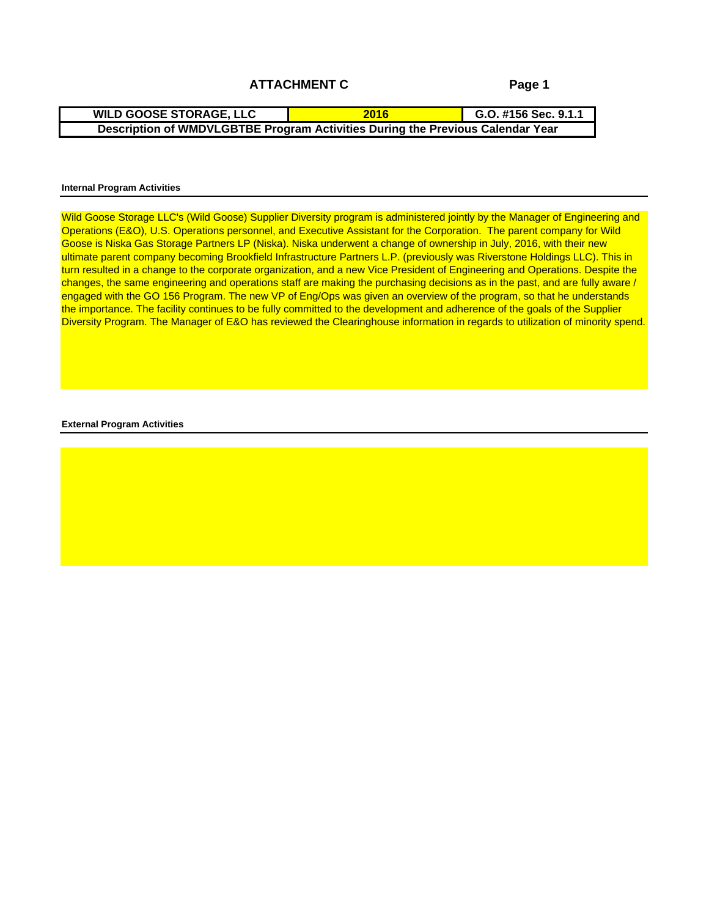## ATTACHMENT C

| WILD GOOSE STORAGE, LLC | 2016 | G.O. #156 Sec. 9.1.1 |
|---|---|---|
| Description of WMDVLGBTBE Program Activities During the Previous Calendar Year | | |

### Internal Program Activities

Wild Goose Storage LLC's (Wild Goose) Supplier Diversity program is administered jointly by the Manager of Engineering and Operations (E&O), U.S. Operations personnel, and Executive Assistant for the Corporation. The parent company for Wild Goose is Niska Gas Storage Partners LP (Niska). Niska underwent a change of ownership in July, 2016, with their new ultimate parent company becoming Brookfield Infrastructure Partners L.P. (previously was Riverstone Holdings LLC). This in turn resulted in a change to the corporate organization, and a new Vice President of Engineering and Operations. Despite the changes, the same engineering and operations staff are making the purchasing decisions as in the past, and are fully aware / engaged with the GO 156 Program. The new VP of Eng/Ops was given an overview of the program, so that he understands the importance. The facility continues to be fully committed to the development and adherence of the goals of the Supplier Diversity Program. The Manager of E&O has reviewed the Clearinghouse information in regards to utilization of minority spend.

### External Program Activities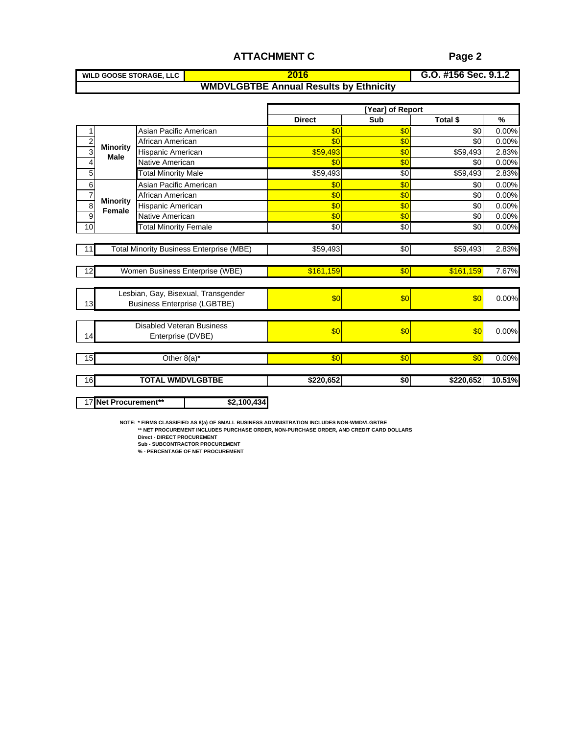# ATTACHMENT C

Page 2

| WILD GOOSE STORAGE, LLC | 2016 | G.O. #156 Sec. 9.1.2 |
|---|---|---|

## WMDVLGBTBE Annual Results by Ethnicity

| # | | | [Year] of Report | | | |
|---|---|---|---|---|---|---|
| | | | **Direct** | **Sub** | **Total $** | **%** |
| 1 | **Minority Male** | Asian Pacific American | $0 | $0 | $0 | 0.00% |
| 2 | | African American | $0 | $0 | $0 | 0.00% |
| 3 | | Hispanic American | $59,493 | $0 | $59,493 | 2.83% |
| 4 | | Native American | $0 | $0 | $0 | 0.00% |
| 5 | | Total Minority Male | $59,493 | $0 | $59,493 | 2.83% |
| 6 | **Minority Female** | Asian Pacific American | $0 | $0 | $0 | 0.00% |
| 7 | | African American | $0 | $0 | $0 | 0.00% |
| 8 | | Hispanic American | $0 | $0 | $0 | 0.00% |
| 9 | | Native American | $0 | $0 | $0 | 0.00% |
| 10 | | Total Minority Female | $0 | $0 | $0 | 0.00% |
| 11 | Total Minority Business Enterprise (MBE) | | $59,493 | $0 | $59,493 | 2.83% |
| 12 | Women Business Enterprise (WBE) | | $161,159 | $0 | $161,159 | 7.67% |
| 13 | Lesbian, Gay, Bisexual, Transgender Business Enterprise (LGBTBE) | | $0 | $0 | $0 | 0.00% |
| 14 | Disabled Veteran Business Enterprise (DVBE) | | $0 | $0 | $0 | 0.00% |
| 15 | Other 8(a)* | | $0 | $0 | $0 | 0.00% |
| 16 | **TOTAL WMDVLGBTBE** | | **$220,652** | **$0** | **$220,652** | **10.51%** |

| 17 | **Net Procurement**** | **$2,100,434** |
|---|---|---|

NOTE: * FIRMS CLASSIFIED AS 8(a) OF SMALL BUSINESS ADMINISTRATION INCLUDES NON-WMDVLGBTBE
** NET PROCUREMENT INCLUDES PURCHASE ORDER, NON-PURCHASE ORDER, AND CREDIT CARD DOLLARS
Direct - DIRECT PROCUREMENT
Sub - SUBCONTRACTOR PROCUREMENT
% - PERCENTAGE OF NET PROCUREMENT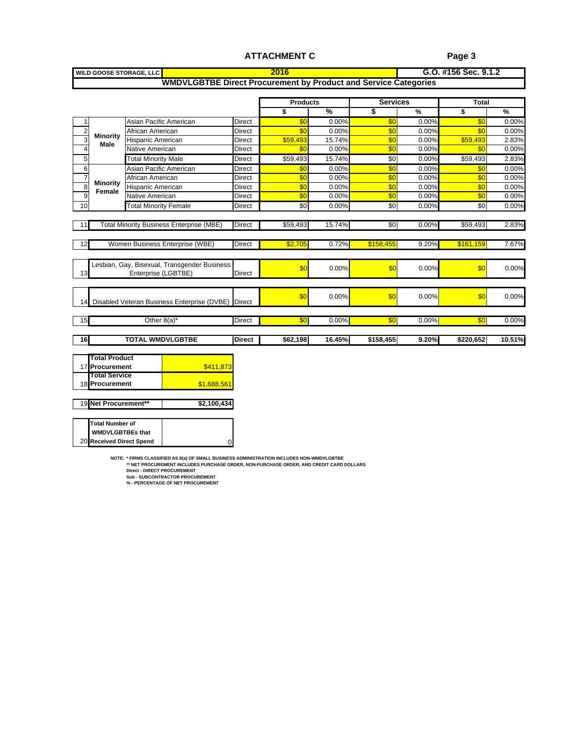# ATTACHMENT C

Page 3

| WILD GOOSE STORAGE, LLC | 2016 | G.O. #156 Sec. 9.1.2 |
|---|---|---|

## WMDVLGBTBE Direct Procurement by Product and Service Categories

| | | | | Products | | Services | | Total | |
|---|---|---|---|---|---|---|---|---|---|
| | | | | $ | % | $ | % | $ | % |
| 1 | Minority Male | Asian Pacific American | Direct | $0 | 0.00% | $0 | 0.00% | $0 | 0.00% |
| 2 | | African American | Direct | $0 | 0.00% | $0 | 0.00% | $0 | 0.00% |
| 3 | | Hispanic American | Direct | $59,493 | 15.74% | $0 | 0.00% | $59,493 | 2.83% |
| 4 | | Native American | Direct | $0 | 0.00% | $0 | 0.00% | $0 | 0.00% |
| 5 | | Total Minority Male | Direct | $59,493 | 15.74% | $0 | 0.00% | $59,493 | 2.83% |
| 6 | Minority Female | Asian Pacific American | Direct | $0 | 0.00% | $0 | 0.00% | $0 | 0.00% |
| 7 | | African American | Direct | $0 | 0.00% | $0 | 0.00% | $0 | 0.00% |
| 8 | | Hispanic American | Direct | $0 | 0.00% | $0 | 0.00% | $0 | 0.00% |
| 9 | | Native American | Direct | $0 | 0.00% | $0 | 0.00% | $0 | 0.00% |
| 10 | | Total Minority Female | Direct | $0 | 0.00% | $0 | 0.00% | $0 | 0.00% |
| 11 | Total Minority Business Enterprise (MBE) | | Direct | $59,493 | 15.74% | $0 | 0.00% | $59,493 | 2.83% |
| 12 | Women Business Enterprise (WBE) | | Direct | $2,705 | 0.72% | $158,455 | 9.20% | $161,159 | 7.67% |
| 13 | Lesbian, Gay, Bisexual, Transgender Business Enterprise (LGBTBE) | | Direct | $0 | 0.00% | $0 | 0.00% | $0 | 0.00% |
| 14 | Disabled Veteran Business Enterprise (DVBE) | | Direct | $0 | 0.00% | $0 | 0.00% | $0 | 0.00% |
| 15 | Other 8(a)* | | Direct | $0 | 0.00% | $0 | 0.00% | $0 | 0.00% |
| 16 | **TOTAL WMDVLGBTBE** | | **Direct** | **$62,198** | **16.45%** | **$158,455** | **9.20%** | **$220,652** | **10.51%** |

| | | |
|---|---|---|
| 17 | **Total Product Procurement** | $411,873 |
| 18 | **Total Service Procurement** | $1,688,561 |
| 19 | **Net Procurement**** | **$2,100,434** |
| 20 | **Total Number of WMDVLGBTBEs that Received Direct Spend** | 0 |

NOTE: * FIRMS CLASSIFIED AS 8(a) OF SMALL BUSINESS ADMINISTRATION INCLUDES NON-WMDVLGBTBE
** NET PROCUREMENT INCLUDES PURCHASE ORDER, NON-PURCHASE ORDER, AND CREDIT CARD DOLLARS
Direct - DIRECT PROCUREMENT
Sub - SUBCONTRACTOR PROCUREMENT
% - PERCENTAGE OF NET PROCUREMENT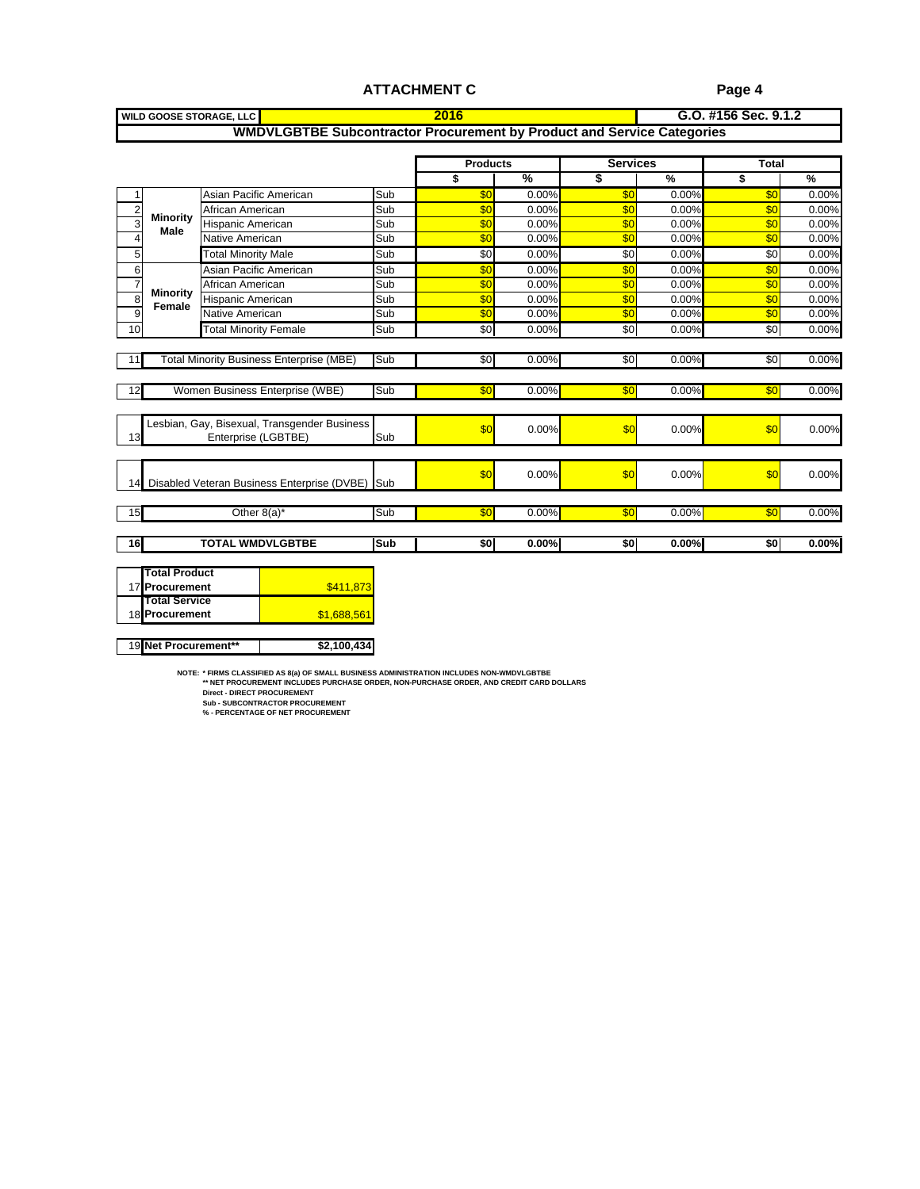# ATTACHMENT C

**WILD GOOSE STORAGE, LLC** | **2016** | **G.O. #156 Sec. 9.1.2**

## WMDVLGBTBE Subcontractor Procurement by Product and Service Categories

| # | | | | Products | | Services | | Total | |
|---|---|---|---|---|---|---|---|---|---|
| | | | | $ | % | $ | % | $ | % |
| 1 | Minority Male | Asian Pacific American | Sub | $0 | 0.00% | $0 | 0.00% | $0 | 0.00% |
| 2 | | African American | Sub | $0 | 0.00% | $0 | 0.00% | $0 | 0.00% |
| 3 | | Hispanic American | Sub | $0 | 0.00% | $0 | 0.00% | $0 | 0.00% |
| 4 | | Native American | Sub | $0 | 0.00% | $0 | 0.00% | $0 | 0.00% |
| 5 | | Total Minority Male | Sub | $0 | 0.00% | $0 | 0.00% | $0 | 0.00% |
| 6 | Minority Female | Asian Pacific American | Sub | $0 | 0.00% | $0 | 0.00% | $0 | 0.00% |
| 7 | | African American | Sub | $0 | 0.00% | $0 | 0.00% | $0 | 0.00% |
| 8 | | Hispanic American | Sub | $0 | 0.00% | $0 | 0.00% | $0 | 0.00% |
| 9 | | Native American | Sub | $0 | 0.00% | $0 | 0.00% | $0 | 0.00% |
| 10 | | Total Minority Female | Sub | $0 | 0.00% | $0 | 0.00% | $0 | 0.00% |
| 11 | Total Minority Business Enterprise (MBE) | | Sub | $0 | 0.00% | $0 | 0.00% | $0 | 0.00% |
| 12 | Women Business Enterprise (WBE) | | Sub | $0 | 0.00% | $0 | 0.00% | $0 | 0.00% |
| 13 | Lesbian, Gay, Bisexual, Transgender Business Enterprise (LGBTBE) | | Sub | $0 | 0.00% | $0 | 0.00% | $0 | 0.00% |
| 14 | Disabled Veteran Business Enterprise (DVBE) | | Sub | $0 | 0.00% | $0 | 0.00% | $0 | 0.00% |
| 15 | Other 8(a)* | | Sub | $0 | 0.00% | $0 | 0.00% | $0 | 0.00% |
| 16 | **TOTAL WMDVLGBTBE** | | **Sub** | **$0** | **0.00%** | **$0** | **0.00%** | **$0** | **0.00%** |

| # | | |
|---|---|---|
| 17 | **Total Product Procurement** | $411,873 |
| 18 | **Total Service Procurement** | $1,688,561 |
| 19 | **Net Procurement**** | **$2,100,434** |

**NOTE: * FIRMS CLASSIFIED AS 8(a) OF SMALL BUSINESS ADMINISTRATION INCLUDES NON-WMDVLGBTBE**
**** NET PROCUREMENT INCLUDES PURCHASE ORDER, NON-PURCHASE ORDER, AND CREDIT CARD DOLLARS**
**Direct - DIRECT PROCUREMENT**
**Sub - SUBCONTRACTOR PROCUREMENT**
**% - PERCENTAGE OF NET PROCUREMENT**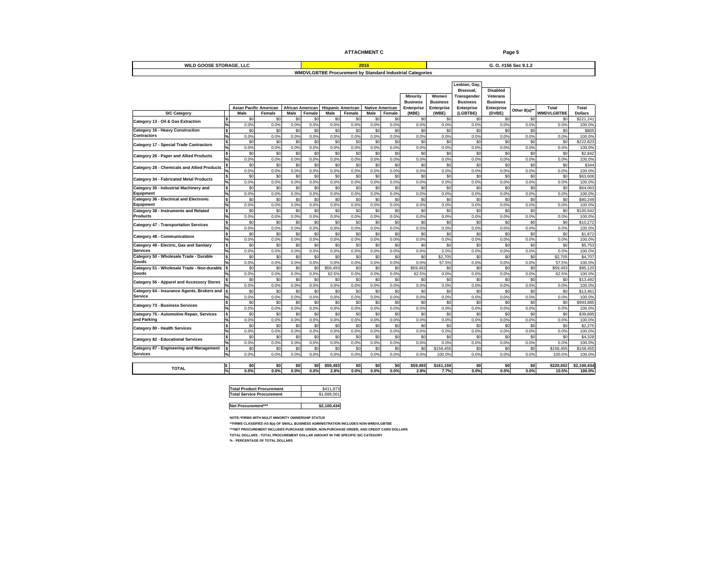ATTACHMENT C

| WILD GOOSE STORAGE, LLC | 2016 | G. O. #156 Sec 9.1.2 |
|---|---|---|

**WMDVLGBTBE Procurement by Standard Industrial Categories**

| SIC Category | | Asian Pacific American Male | Asian Pacific American Female | African American Male | African American Female | Hispanic American Male | Hispanic American Female | Native American Male | Native American Female | Minority Business Enterprise (MBE) | Women Business Enterprise (WBE) | Lesbian, Gay, Bisexual, Transgender Business Enterprise (LGBTBE) | Disabled Veterans Business Enterprise (DVBE) | Other 8(a)** | Total WMDVLGBTBE | Total Dollars |
|---|---|---|---|---|---|---|---|---|---|---|---|---|---|---|---|---|
| Category 13 - Oil & Gas Extraction | $ | $0 | $0 | $0 | $0 | $0 | $0 | $0 | $0 | $0 | $0 | $0 | $0 | $0 | $0 | $221,241 |
| | % | 0.0% | 0.0% | 0.0% | 0.0% | 0.0% | 0.0% | 0.0% | 0.0% | 0.0% | 0.0% | 0.0% | 0.0% | 0.0% | 0.0% | 100.0% |
| Category 16 - Heavy Construction Contractors | $ | $0 | $0 | $0 | $0 | $0 | $0 | $0 | $0 | $0 | $0 | $0 | $0 | $0 | $0 | $805 |
| | % | 0.0% | 0.0% | 0.0% | 0.0% | 0.0% | 0.0% | 0.0% | 0.0% | 0.0% | 0.0% | 0.0% | 0.0% | 0.0% | 0.0% | 100.0% |
| Category 17 - Special Trade Contractors | $ | $0 | $0 | $0 | $0 | $0 | $0 | $0 | $0 | $0 | $0 | $0 | $0 | $0 | $0 | $222,823 |
| | % | 0.0% | 0.0% | 0.0% | 0.0% | 0.0% | 0.0% | 0.0% | 0.0% | 0.0% | 0.0% | 0.0% | 0.0% | 0.0% | 0.0% | 100.0% |
| Category 26 - Paper and Allied Products | $ | $0 | $0 | $0 | $0 | $0 | $0 | $0 | $0 | $0 | $0 | $0 | $0 | $0 | $0 | $2,842 |
| | % | 0.0% | 0.0% | 0.0% | 0.0% | 0.0% | 0.0% | 0.0% | 0.0% | 0.0% | 0.0% | 0.0% | 0.0% | 0.0% | 0.0% | 100.0% |
| Category 28 - Chemicals and Allied Products | $ | $0 | $0 | $0 | $0 | $0 | $0 | $0 | $0 | $0 | $0 | $0 | $0 | $0 | $0 | $344 |
| | % | 0.0% | 0.0% | 0.0% | 0.0% | 0.0% | 0.0% | 0.0% | 0.0% | 0.0% | 0.0% | 0.0% | 0.0% | 0.0% | 0.0% | 100.0% |
| Category 34 - Fabricated Metal Products | $ | $0 | $0 | $0 | $0 | $0 | $0 | $0 | $0 | $0 | $0 | $0 | $0 | $0 | $0 | $63,606 |
| | % | 0.0% | 0.0% | 0.0% | 0.0% | 0.0% | 0.0% | 0.0% | 0.0% | 0.0% | 0.0% | 0.0% | 0.0% | 0.0% | 0.0% | 100.0% |
| Category 35 - Industrial Machinery and Equipment | $ | $0 | $0 | $0 | $0 | $0 | $0 | $0 | $0 | $0 | $0 | $0 | $0 | $0 | $0 | $64,063 |
| | % | 0.0% | 0.0% | 0.0% | 0.0% | 0.0% | 0.0% | 0.0% | 0.0% | 0.0% | 0.0% | 0.0% | 0.0% | 0.0% | 0.0% | 100.0% |
| Category 36 - Electrical and Electronic Equipment | $ | $0 | $0 | $0 | $0 | $0 | $0 | $0 | $0 | $0 | $0 | $0 | $0 | $0 | $0 | $80,249 |
| | % | 0.0% | 0.0% | 0.0% | 0.0% | 0.0% | 0.0% | 0.0% | 0.0% | 0.0% | 0.0% | 0.0% | 0.0% | 0.0% | 0.0% | 100.0% |
| Category 38 - Instruments and Related Products | $ | $0 | $0 | $0 | $0 | $0 | $0 | $0 | $0 | $0 | $0 | $0 | $0 | $0 | $0 | $100,942 |
| | % | 0.0% | 0.0% | 0.0% | 0.0% | 0.0% | 0.0% | 0.0% | 0.0% | 0.0% | 0.0% | 0.0% | 0.0% | 0.0% | 0.0% | 100.0% |
| Category 47 - Transportation Services | $ | $0 | $0 | $0 | $0 | $0 | $0 | $0 | $0 | $0 | $0 | $0 | $0 | $0 | $0 | $10,272 |
| | % | 0.0% | 0.0% | 0.0% | 0.0% | 0.0% | 0.0% | 0.0% | 0.0% | 0.0% | 0.0% | 0.0% | 0.0% | 0.0% | 0.0% | 100.0% |
| Category 48 - Communications | $ | $0 | $0 | $0 | $0 | $0 | $0 | $0 | $0 | $0 | $0 | $0 | $0 | $0 | $0 | $1,872 |
| | % | 0.0% | 0.0% | 0.0% | 0.0% | 0.0% | 0.0% | 0.0% | 0.0% | 0.0% | 0.0% | 0.0% | 0.0% | 0.0% | 0.0% | 100.0% |
| Category 49 - Electric, Gas and Sanitary Services | $ | $0 | $0 | $0 | $0 | $0 | $0 | $0 | $0 | $0 | $0 | $0 | $0 | $0 | $0 | $5,753 |
| | % | 0.0% | 0.0% | 0.0% | 0.0% | 0.0% | 0.0% | 0.0% | 0.0% | 0.0% | 0.0% | 0.0% | 0.0% | 0.0% | 0.0% | 100.0% |
| Category 50 - Wholesale Trade - Durable Goods | $ | $0 | $0 | $0 | $0 | $0 | $0 | $0 | $0 | $0 | $2,705 | $0 | $0 | $0 | $2,705 | $4,707 |
| | % | 0.0% | 0.0% | 0.0% | 0.0% | 0.0% | 0.0% | 0.0% | 0.0% | 0.0% | 57.5% | 0.0% | 0.0% | 0.0% | 57.5% | 100.0% |
| Category 51 - Wholesale Trade - Non-durable Goods | $ | $0 | $0 | $0 | $0 | $59,493 | $0 | $0 | $0 | $59,493 | $0 | $0 | $0 | $0 | $59,493 | $95,120 |
| | % | 0.0% | 0.0% | 0.0% | 0.0% | 62.5% | 0.0% | 0.0% | 0.0% | 62.5% | 0.0% | 0.0% | 0.0% | 0.0% | 62.5% | 100.0% |
| Category 56 - Apparel and Accessory Stores | $ | $0 | $0 | $0 | $0 | $0 | $0 | $0 | $0 | $0 | $0 | $0 | $0 | $0 | $0 | $13,492 |
| | % | 0.0% | 0.0% | 0.0% | 0.0% | 0.0% | 0.0% | 0.0% | 0.0% | 0.0% | 0.0% | 0.0% | 0.0% | 0.0% | 0.0% | 100.0% |
| Category 64 - Insurance Agents, Brokers and Service | $ | $0 | $0 | $0 | $0 | $0 | $0 | $0 | $0 | $0 | $0 | $0 | $0 | $0 | $0 | $13,461 |
| | % | 0.0% | 0.0% | 0.0% | 0.0% | 0.0% | 0.0% | 0.0% | 0.0% | 0.0% | 0.0% | 0.0% | 0.0% | 0.0% | 0.0% | 100.0% |
| Category 73 - Business Services | $ | $0 | $0 | $0 | $0 | $0 | $0 | $0 | $0 | $0 | $0 | $0 | $0 | $0 | $0 | $993,885 |
| | % | 0.0% | 0.0% | 0.0% | 0.0% | 0.0% | 0.0% | 0.0% | 0.0% | 0.0% | 0.0% | 0.0% | 0.0% | 0.0% | 0.0% | 100.0% |
| Category 75 - Automotive Repair, Services and Parking | $ | $0 | $0 | $0 | $0 | $0 | $0 | $0 | $0 | $0 | $0 | $0 | $0 | $0 | $0 | $39,899 |
| | % | 0.0% | 0.0% | 0.0% | 0.0% | 0.0% | 0.0% | 0.0% | 0.0% | 0.0% | 0.0% | 0.0% | 0.0% | 0.0% | 0.0% | 100.0% |
| Category 80 - Health Services | $ | $0 | $0 | $0 | $0 | $0 | $0 | $0 | $0 | $0 | $0 | $0 | $0 | $0 | $0 | $2,275 |
| | % | 0.0% | 0.0% | 0.0% | 0.0% | 0.0% | 0.0% | 0.0% | 0.0% | 0.0% | 0.0% | 0.0% | 0.0% | 0.0% | 0.0% | 100.0% |
| Category 82 - Educational Services | $ | $0 | $0 | $0 | $0 | $0 | $0 | $0 | $0 | $0 | $0 | $0 | $0 | $0 | $0 | $4,328 |
| | % | 0.0% | 0.0% | 0.0% | 0.0% | 0.0% | 0.0% | 0.0% | 0.0% | 0.0% | 0.0% | 0.0% | 0.0% | 0.0% | 0.0% | 100.0% |
| Category 87 - Engineering and Management Services | $ | $0 | $0 | $0 | $0 | $0 | $0 | $0 | $0 | $0 | $158,455 | $0 | $0 | $0 | $158,455 | $158,455 |
| | % | 0.0% | 0.0% | 0.0% | 0.0% | 0.0% | 0.0% | 0.0% | 0.0% | 0.0% | 100.0% | 0.0% | 0.0% | 0.0% | 100.0% | 100.0% |
| **TOTAL** | $ | **$0** | **$0** | **$0** | **$0** | **$59,493** | **$0** | **$0** | **$0** | **$59,493** | **$161,159** | **$0** | **$0** | **$0** | **$220,652** | **$2,100,434** |
| | % | **0.0%** | **0.0%** | **0.0%** | **0.0%** | **2.8%** | **0.0%** | **0.0%** | **0.0%** | **2.8%** | **7.7%** | **0.0%** | **0.0%** | **0.0%** | **10.5%** | **100.0%** |

| | |
|---|---|
| **Total Product Procurement** | $411,873 |
| **Total Service Procurement** | $1,688,561 |
| **Net Procurement***** | **$2,100,434** |

NOTE:*FIRMS WITH MULIT MINORITY OWNERSHIP STATUS

**FIRMS CLASSIFIED AS 8(a) OF SMALL BUSINESS ADMINISTRATION INCLUDES NON-WMDVLGBTBE

***NET PROCUREMENT INCLUDES PURCHASE ORDER, NON-PURCHASE ORDER, AND CREDIT CARD DOLLARS

TOTAL DOLLARS - TOTAL PROCUREMENT DOLLAR AMOUNT IN THE SPECIFIC SIC CATEGORY

% - PERCENTAGE OF TOTAL DOLLARS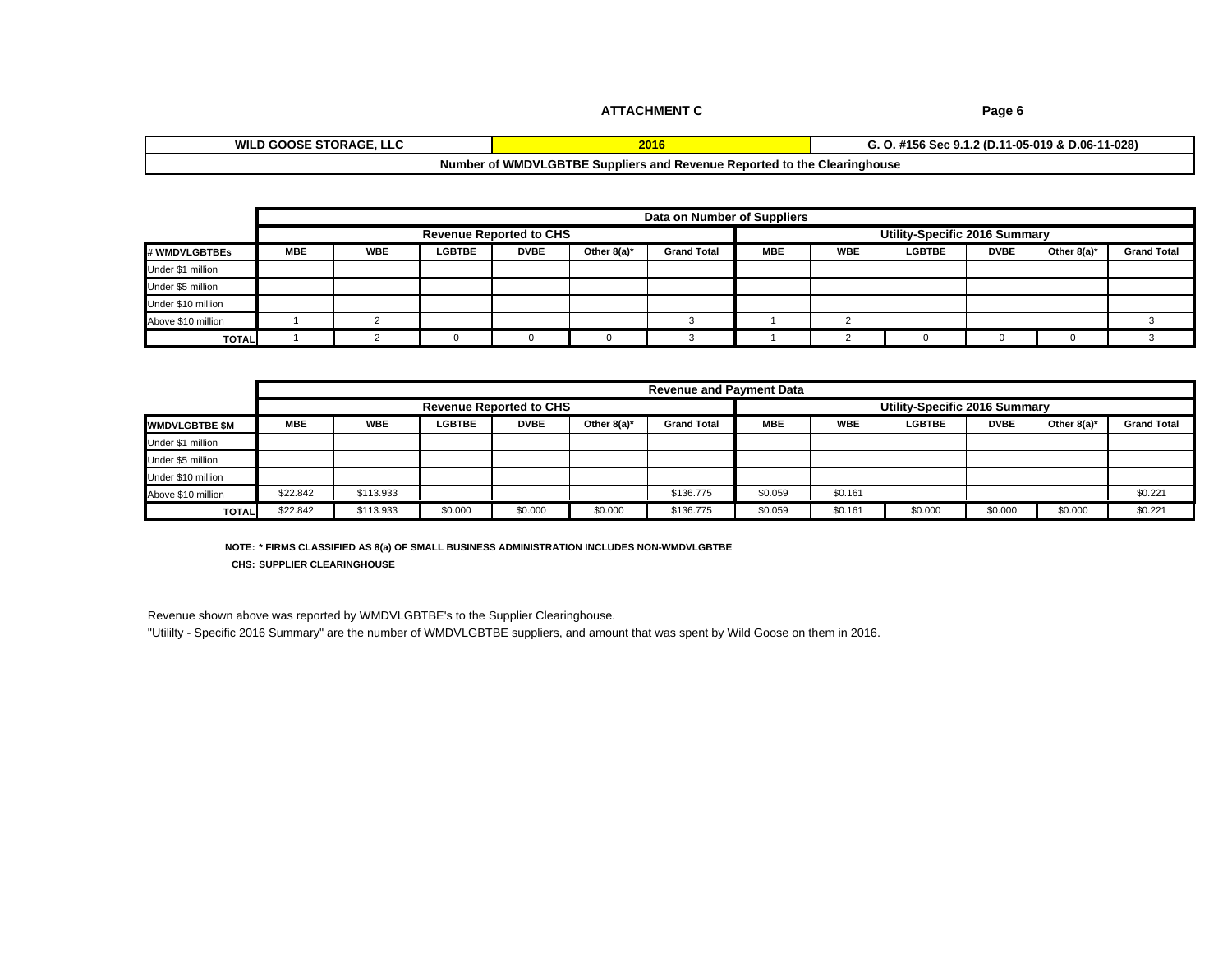**ATTACHMENT C**

| WILD GOOSE STORAGE, LLC | 2016 | G. O. #156 Sec 9.1.2 (D.11-05-019 & D.06-11-028) |
|---|---|---|

**Number of WMDVLGBTBE Suppliers and Revenue Reported to the Clearinghouse**

| | Data on Number of Suppliers | | | | | | | | | | | |
|---|---|---|---|---|---|---|---|---|---|---|---|---|
| | Revenue Reported to CHS | | | | | | Utility-Specific 2016 Summary | | | | | |
| **# WMDVLGBTBEs** | **MBE** | **WBE** | **LGBTBE** | **DVBE** | **Other 8(a)*** | **Grand Total** | **MBE** | **WBE** | **LGBTBE** | **DVBE** | **Other 8(a)*** | **Grand Total** |
| Under $1 million | | | | | | | | | | | | |
| Under $5 million | | | | | | | | | | | | |
| Under $10 million | | | | | | | | | | | | |
| Above $10 million | 1 | 2 | | | | 3 | 1 | 2 | | | | 3 |
| **TOTAL** | 1 | 2 | 0 | 0 | 0 | 3 | 1 | 2 | 0 | 0 | 0 | 3 |

| | Revenue and Payment Data | | | | | | | | | | | |
|---|---|---|---|---|---|---|---|---|---|---|---|---|
| | Revenue Reported to CHS | | | | | | Utility-Specific 2016 Summary | | | | | |
| **WMDVLGBTBE $M** | **MBE** | **WBE** | **LGBTBE** | **DVBE** | **Other 8(a)*** | **Grand Total** | **MBE** | **WBE** | **LGBTBE** | **DVBE** | **Other 8(a)*** | **Grand Total** |
| Under $1 million | | | | | | | | | | | | |
| Under $5 million | | | | | | | | | | | | |
| Under $10 million | | | | | | | | | | | | |
| Above $10 million | $22.842 | $113.933 | | | | $136.775 | $0.059 | $0.161 | | | | $0.221 |
| **TOTAL** | $22.842 | $113.933 | $0.000 | $0.000 | $0.000 | $136.775 | $0.059 | $0.161 | $0.000 | $0.000 | $0.000 | $0.221 |

**NOTE: * FIRMS CLASSIFIED AS 8(a) OF SMALL BUSINESS ADMINISTRATION INCLUDES NON-WMDVLGBTBE**

**CHS: SUPPLIER CLEARINGHOUSE**

Revenue shown above was reported by WMDVLGBTBE's to the Supplier Clearinghouse.

"Utililty - Specific 2016 Summary" are the number of WMDVLGBTBE suppliers, and amount that was spent by Wild Goose on them in 2016.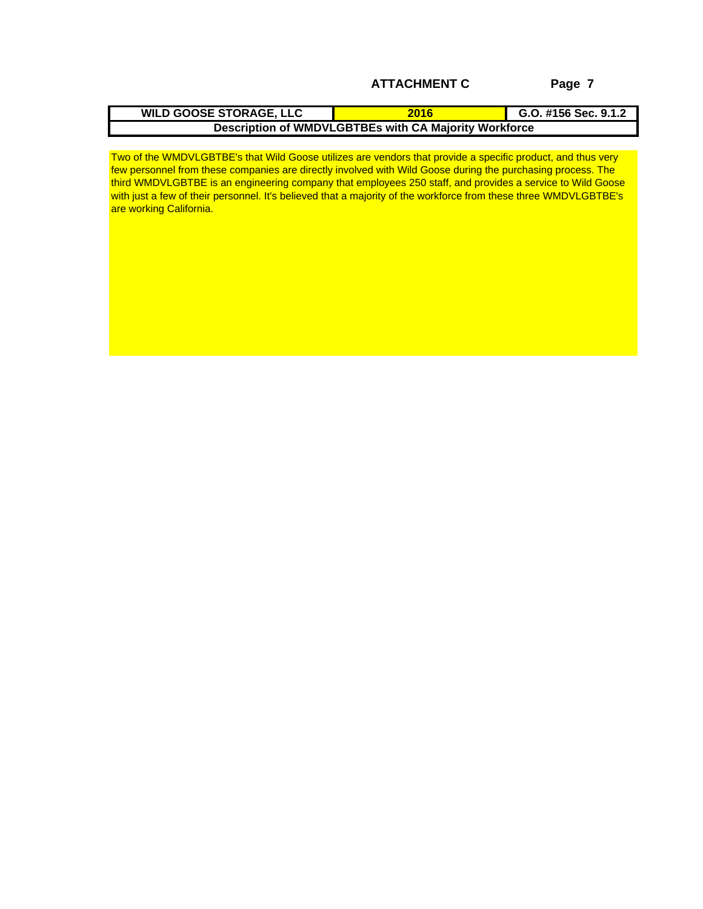**ATTACHMENT C**

| WILD GOOSE STORAGE, LLC | 2016 | G.O. #156 Sec. 9.1.2 |
|---|---|---|
| Description of WMDVLGBTBEs with CA Majority Workforce | | |

Two of the WMDVLGBTBE's that Wild Goose utilizes are vendors that provide a specific product, and thus very few personnel from these companies are directly involved with Wild Goose during the purchasing process. The third WMDVLGBTBE is an engineering company that employees 250 staff, and provides a service to Wild Goose with just a few of their personnel. It's believed that a majority of the workforce from these three WMDVLGBTBE's are working California.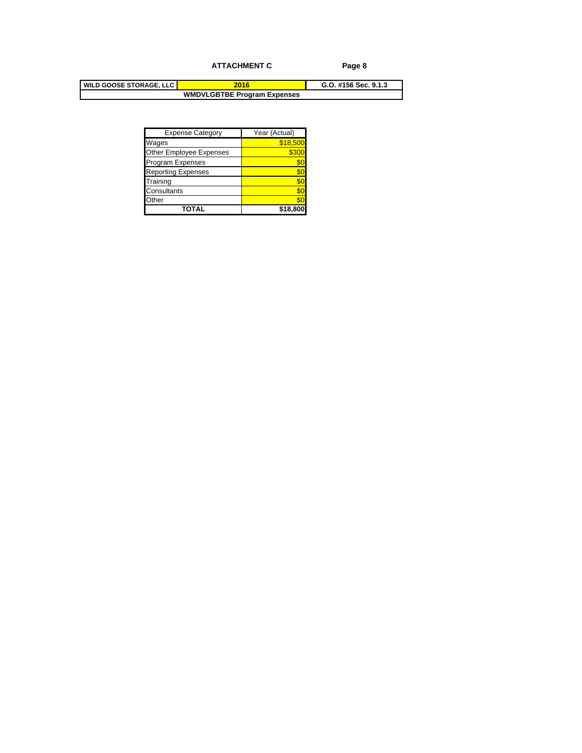**ATTACHMENT C**

| WILD GOOSE STORAGE, LLC | 2016 | G.O. #156 Sec. 9.1.3 |
|---|---|---|
| **WMDVLGBTBE Program Expenses** | | |

| Expense Category | Year (Actual) |
|---|---|
| Wages | $18,500 |
| Other Employee Expenses | $300 |
| Program Expenses | $0 |
| Reporting Expenses | $0 |
| Training | $0 |
| Consultants | $0 |
| Other | $0 |
| **TOTAL** | **$18,800** |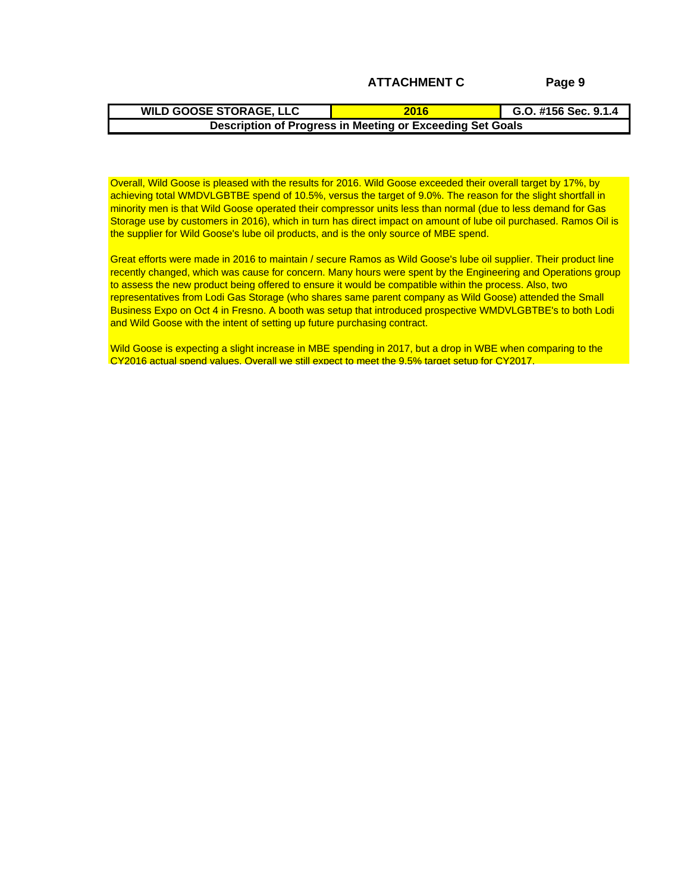**ATTACHMENT C**

| WILD GOOSE STORAGE, LLC | 2016 | G.O. #156 Sec. 9.1.4 |
|---|---|---|
| **Description of Progress in Meeting or Exceeding Set Goals** | | |

Overall, Wild Goose is pleased with the results for 2016. Wild Goose exceeded their overall target by 17%, by achieving total WMDVLGBTBE spend of 10.5%, versus the target of 9.0%. The reason for the slight shortfall in minority men is that Wild Goose operated their compressor units less than normal (due to less demand for Gas Storage use by customers in 2016), which in turn has direct impact on amount of lube oil purchased. Ramos Oil is the supplier for Wild Goose's lube oil products, and is the only source of MBE spend.

Great efforts were made in 2016 to maintain / secure Ramos as Wild Goose's lube oil supplier. Their product line recently changed, which was cause for concern. Many hours were spent by the Engineering and Operations group to assess the new product being offered to ensure it would be compatible within the process. Also, two representatives from Lodi Gas Storage (who shares same parent company as Wild Goose) attended the Small Business Expo on Oct 4 in Fresno. A booth was setup that introduced prospective WMDVLGBTBE's to both Lodi and Wild Goose with the intent of setting up future purchasing contract.

Wild Goose is expecting a slight increase in MBE spending in 2017, but a drop in WBE when comparing to the CY2016 actual spend values. Overall we still expect to meet the 9.5% target setup for CY2017.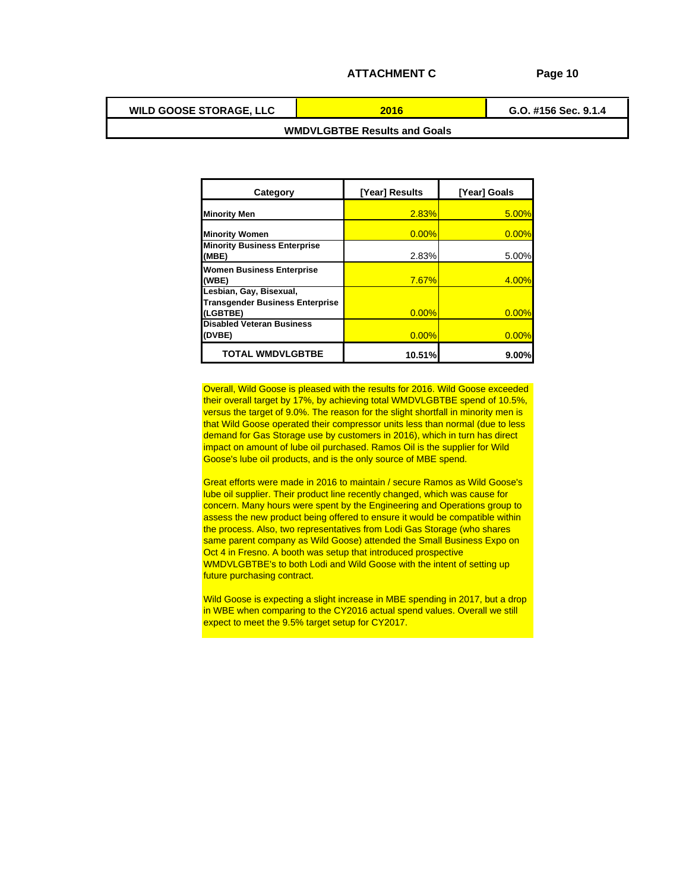## ATTACHMENT C

| WILD GOOSE STORAGE, LLC | 2016 | G.O. #156 Sec. 9.1.4 |
|---|---|---|
| **WMDVLGBTBE Results and Goals** | | |

| Category | [Year] Results | [Year] Goals |
|---|---|---|
| **Minority Men** | 2.83% | 5.00% |
| **Minority Women** | 0.00% | 0.00% |
| **Minority Business Enterprise (MBE)** | 2.83% | 5.00% |
| **Women Business Enterprise (WBE)** | 7.67% | 4.00% |
| **Lesbian, Gay, Bisexual, Transgender Business Enterprise (LGBTBE)** | 0.00% | 0.00% |
| **Disabled Veteran Business (DVBE)** | 0.00% | 0.00% |
| **TOTAL WMDVLGBTBE** | **10.51%** | **9.00%** |

Overall, Wild Goose is pleased with the results for 2016. Wild Goose exceeded their overall target by 17%, by achieving total WMDVLGBTBE spend of 10.5%, versus the target of 9.0%. The reason for the slight shortfall in minority men is that Wild Goose operated their compressor units less than normal (due to less demand for Gas Storage use by customers in 2016), which in turn has direct impact on amount of lube oil purchased. Ramos Oil is the supplier for Wild Goose's lube oil products, and is the only source of MBE spend.

Great efforts were made in 2016 to maintain / secure Ramos as Wild Goose's lube oil supplier. Their product line recently changed, which was cause for concern. Many hours were spent by the Engineering and Operations group to assess the new product being offered to ensure it would be compatible within the process. Also, two representatives from Lodi Gas Storage (who shares same parent company as Wild Goose) attended the Small Business Expo on Oct 4 in Fresno. A booth was setup that introduced prospective WMDVLGBTBE's to both Lodi and Wild Goose with the intent of setting up future purchasing contract.

Wild Goose is expecting a slight increase in MBE spending in 2017, but a drop in WBE when comparing to the CY2016 actual spend values. Overall we still expect to meet the 9.5% target setup for CY2017.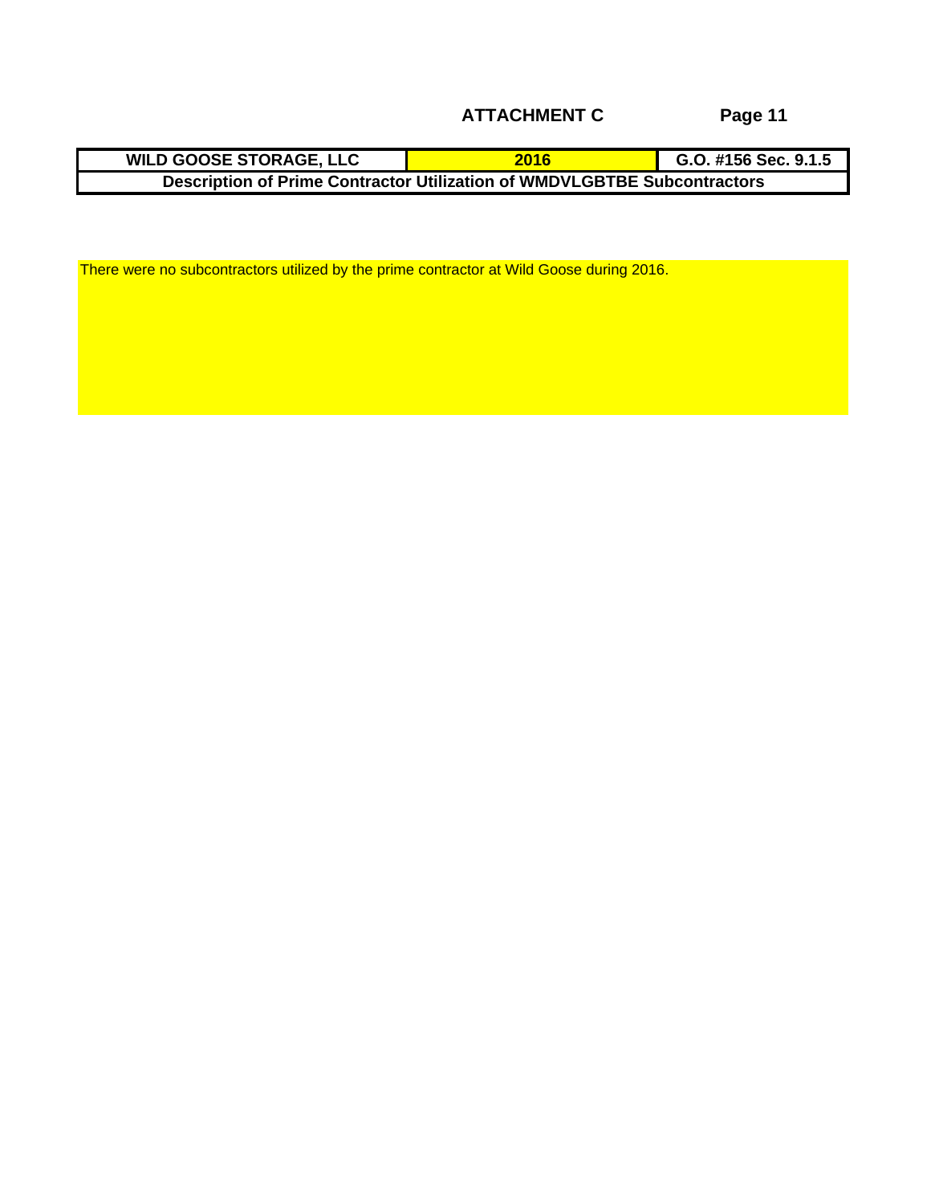**ATTACHMENT C**

| WILD GOOSE STORAGE, LLC | 2016 | G.O. #156 Sec. 9.1.5 |
|---|---|---|
| Description of Prime Contractor Utilization of WMDVLGBTBE Subcontractors | | |

There were no subcontractors utilized by the prime contractor at Wild Goose during 2016.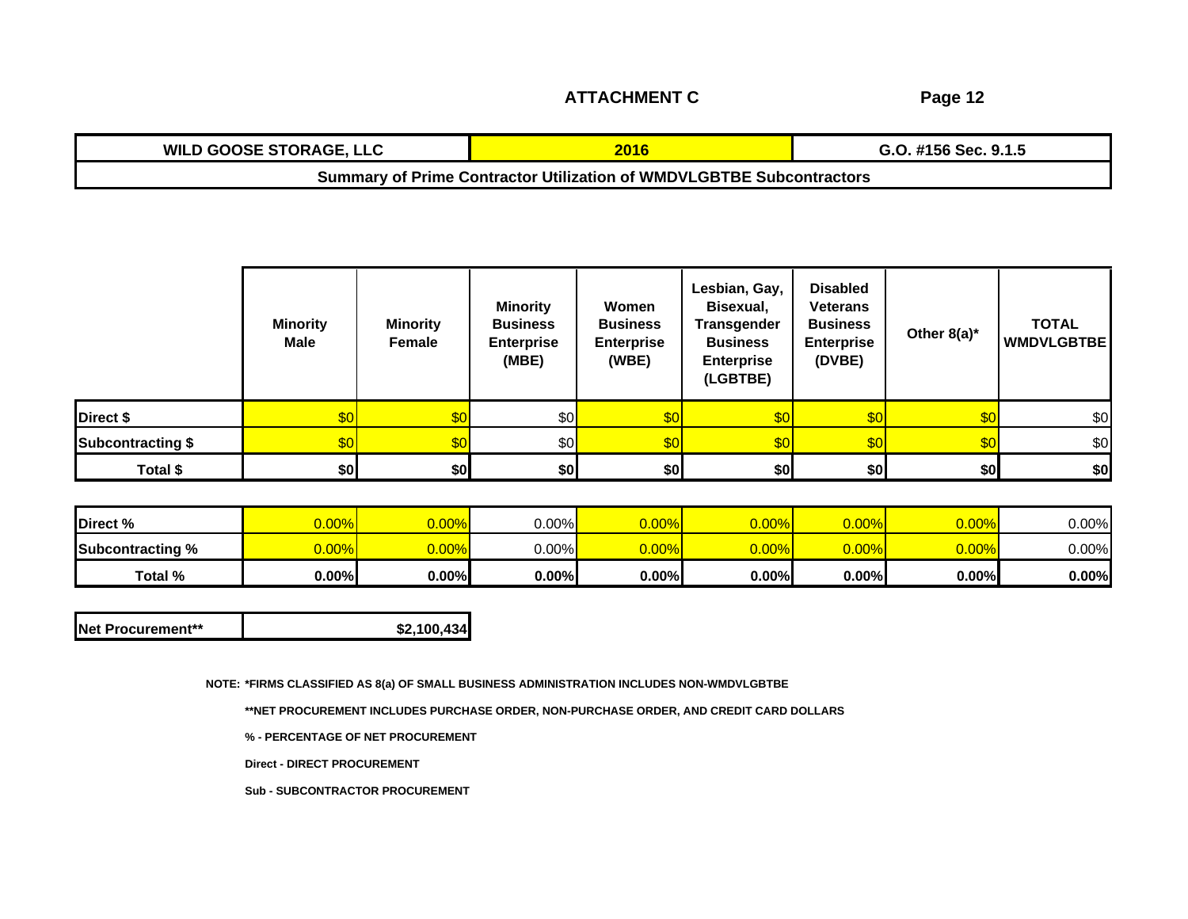## ATTACHMENT C

| WILD GOOSE STORAGE, LLC | 2016 | G.O. #156 Sec. 9.1.5 |
|---|---|---|
| Summary of Prime Contractor Utilization of WMDVLGBTBE Subcontractors | | |

| | Minority Male | Minority Female | Minority Business Enterprise (MBE) | Women Business Enterprise (WBE) | Lesbian, Gay, Bisexual, Transgender Business Enterprise (LGBTBE) | Disabled Veterans Business Enterprise (DVBE) | Other 8(a)* | TOTAL WMDVLGBTBE |
|---|---|---|---|---|---|---|---|---|
| **Direct $** | $0 | $0 | $0 | $0 | $0 | $0 | $0 | $0 |
| **Subcontracting $** | $0 | $0 | $0 | $0 | $0 | $0 | $0 | $0 |
| **Total $** | **$0** | **$0** | **$0** | **$0** | **$0** | **$0** | **$0** | **$0** |

| | | | | | | | | |
|---|---|---|---|---|---|---|---|---|
| **Direct %** | 0.00% | 0.00% | 0.00% | 0.00% | 0.00% | 0.00% | 0.00% | 0.00% |
| **Subcontracting %** | 0.00% | 0.00% | 0.00% | 0.00% | 0.00% | 0.00% | 0.00% | 0.00% |
| **Total %** | **0.00%** | **0.00%** | **0.00%** | **0.00%** | **0.00%** | **0.00%** | **0.00%** | **0.00%** |

| Net Procurement** | $2,100,434 |
|---|---|

NOTE: *FIRMS CLASSIFIED AS 8(a) OF SMALL BUSINESS ADMINISTRATION INCLUDES NON-WMDVLGBTBE

**NET PROCUREMENT INCLUDES PURCHASE ORDER, NON-PURCHASE ORDER, AND CREDIT CARD DOLLARS

% - PERCENTAGE OF NET PROCUREMENT

Direct - DIRECT PROCUREMENT

Sub - SUBCONTRACTOR PROCUREMENT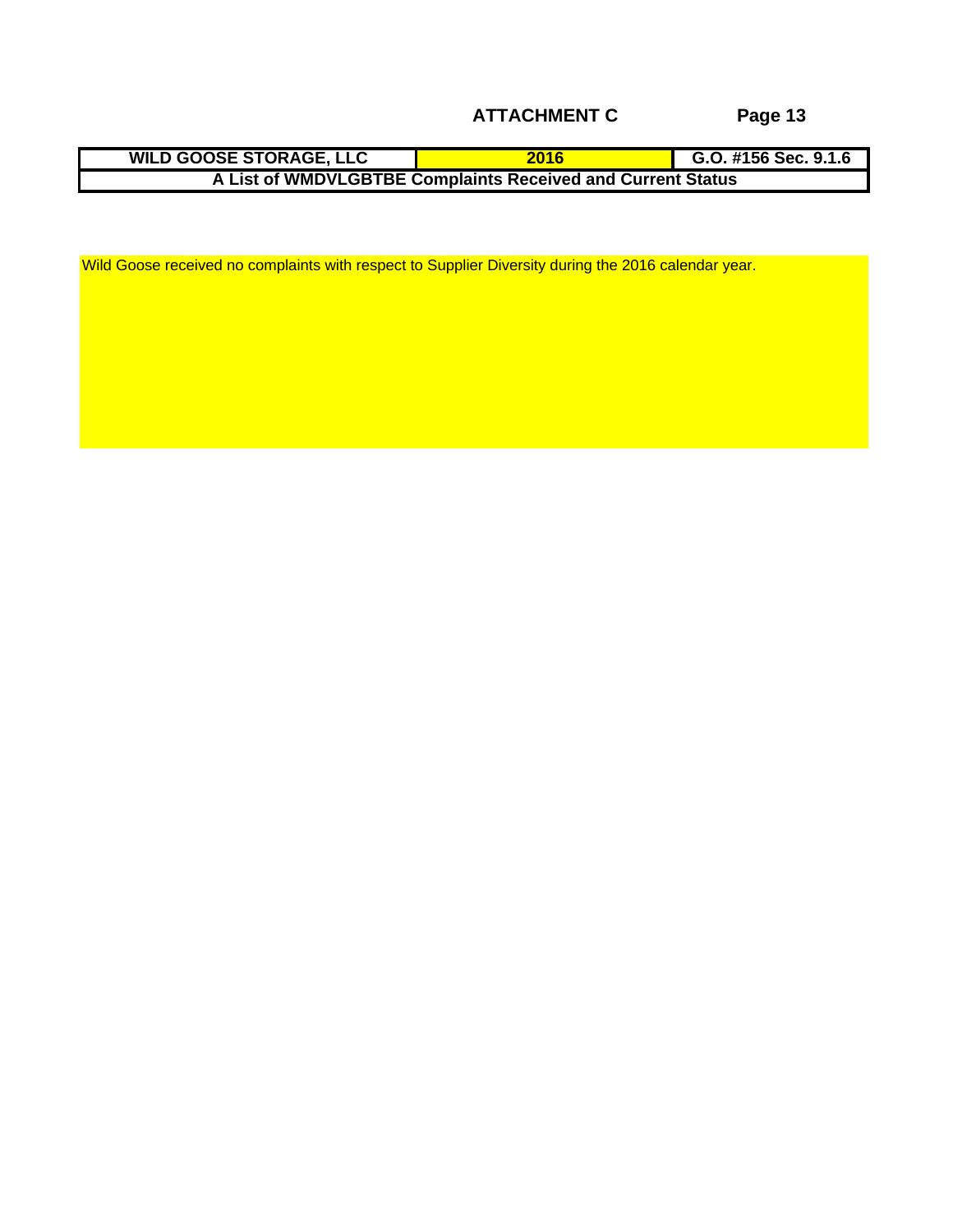## ATTACHMENT C

| WILD GOOSE STORAGE, LLC | 2016 | G.O. #156 Sec. 9.1.6 |
|---|---|---|
| A List of WMDVLGBTBE Complaints Received and Current Status | | |

Wild Goose received no complaints with respect to Supplier Diversity during the 2016 calendar year.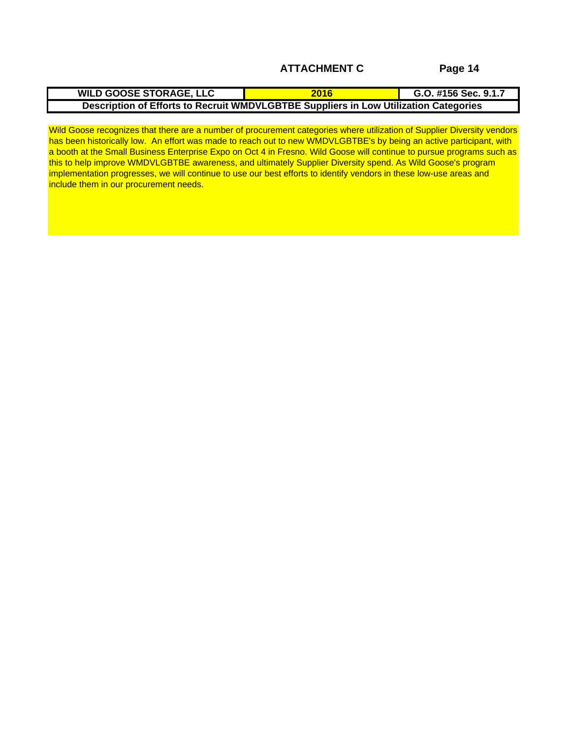## ATTACHMENT C

| WILD GOOSE STORAGE, LLC | 2016 | G.O. #156 Sec. 9.1.7 |
|---|---|---|
| **Description of Efforts to Recruit WMDVLGBTBE Suppliers in Low Utilization Categories** | | |

Wild Goose recognizes that there are a number of procurement categories where utilization of Supplier Diversity vendors has been historically low. An effort was made to reach out to new WMDVLGBTBE's by being an active participant, with a booth at the Small Business Enterprise Expo on Oct 4 in Fresno. Wild Goose will continue to pursue programs such as this to help improve WMDVLGBTBE awareness, and ultimately Supplier Diversity spend. As Wild Goose's program implementation progresses, we will continue to use our best efforts to identify vendors in these low-use areas and include them in our procurement needs.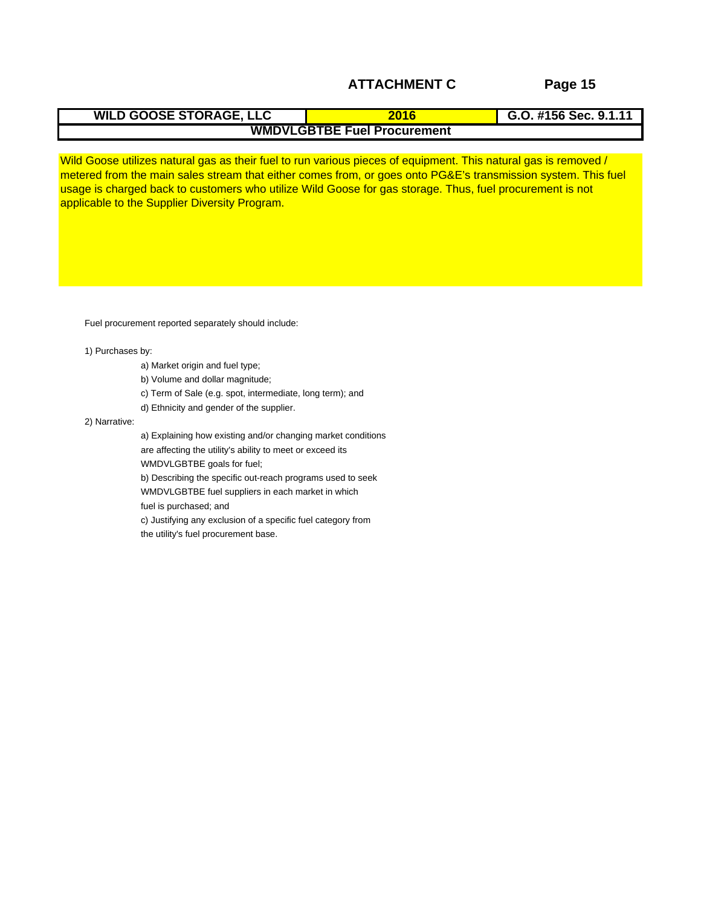## ATTACHMENT C

| WILD GOOSE STORAGE, LLC | 2016 | G.O. #156 Sec. 9.1.11 |
| --- | --- | --- |
| WMDVLGBTBE Fuel Procurement | | |

Wild Goose utilizes natural gas as their fuel to run various pieces of equipment. This natural gas is removed / metered from the main sales stream that either comes from, or goes onto PG&E's transmission system. This fuel usage is charged back to customers who utilize Wild Goose for gas storage. Thus, fuel procurement is not applicable to the Supplier Diversity Program.

Fuel procurement reported separately should include:

1) Purchases by:
   - a) Market origin and fuel type;
   - b) Volume and dollar magnitude;
   - c) Term of Sale (e.g. spot, intermediate, long term); and
   - d) Ethnicity and gender of the supplier.

2) Narrative:
   - a) Explaining how existing and/or changing market conditions are affecting the utility's ability to meet or exceed its WMDVLGBTBE goals for fuel;
   - b) Describing the specific out-reach programs used to seek WMDVLGBTBE fuel suppliers in each market in which fuel is purchased; and
   - c) Justifying any exclusion of a specific fuel category from the utility's fuel procurement base.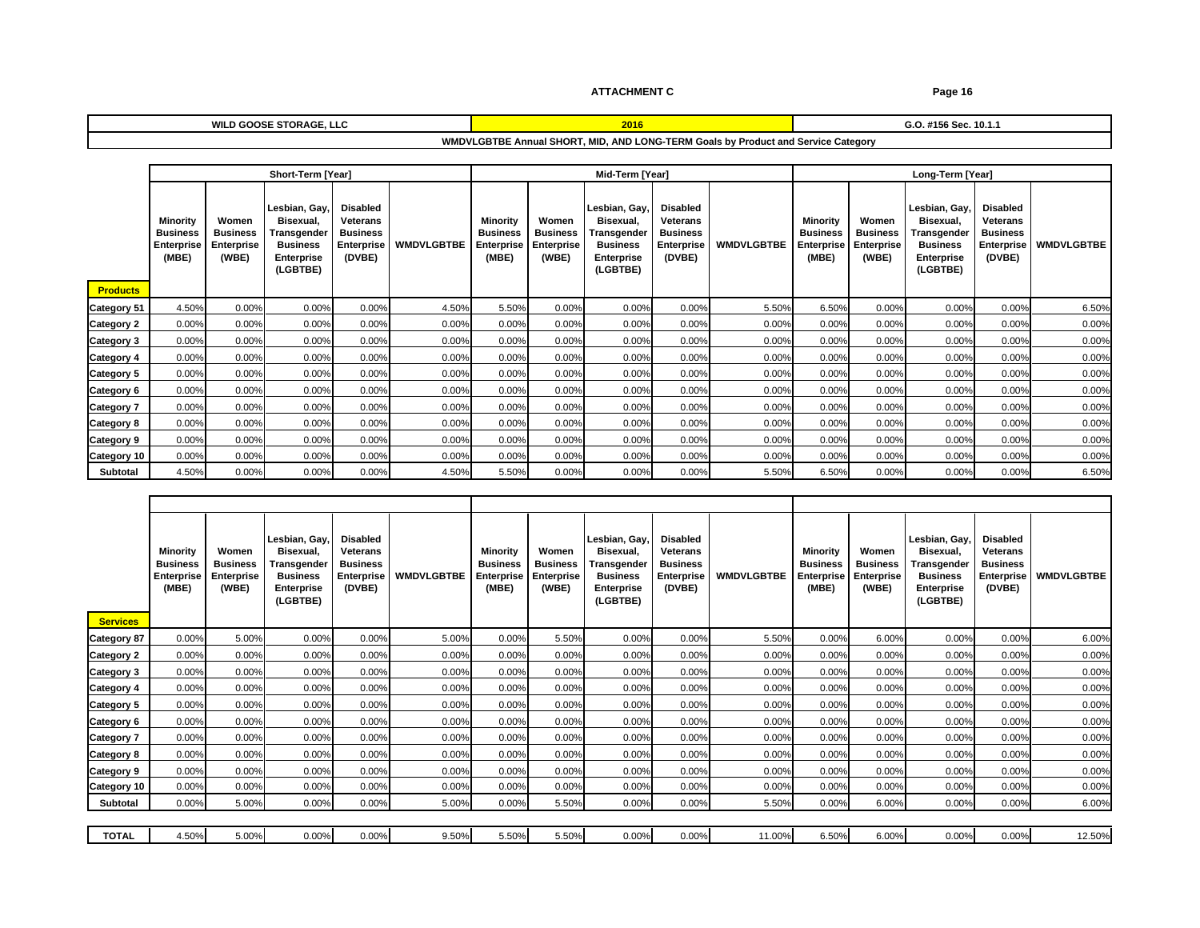**ATTACHMENT C**

| WILD GOOSE STORAGE, LLC | 2016 | G.O. #156 Sec. 10.1.1 |
|---|---|---|

**WMDVLGBTBE Annual SHORT, MID, AND LONG-TERM Goals by Product and Service Category**

| | Short-Term [Year] | | | | | Mid-Term [Year] | | | | | Long-Term [Year] | | | | |
|---|---|---|---|---|---|---|---|---|---|---|---|---|---|---|---|
| **Products** | Minority Business Enterprise (MBE) | Women Business Enterprise (WBE) | Lesbian, Gay, Bisexual, Transgender Business Enterprise (LGBTBE) | Disabled Veterans Business Enterprise (DVBE) | WMDVLGBTBE | Minority Business Enterprise (MBE) | Women Business Enterprise (WBE) | Lesbian, Gay, Bisexual, Transgender Business Enterprise (LGBTBE) | Disabled Veterans Business Enterprise (DVBE) | WMDVLGBTBE | Minority Business Enterprise (MBE) | Women Business Enterprise (WBE) | Lesbian, Gay, Bisexual, Transgender Business Enterprise (LGBTBE) | Disabled Veterans Business Enterprise (DVBE) | WMDVLGBTBE |
| Category 51 | 4.50% | 0.00% | 0.00% | 0.00% | 4.50% | 5.50% | 0.00% | 0.00% | 0.00% | 5.50% | 6.50% | 0.00% | 0.00% | 0.00% | 6.50% |
| Category 2 | 0.00% | 0.00% | 0.00% | 0.00% | 0.00% | 0.00% | 0.00% | 0.00% | 0.00% | 0.00% | 0.00% | 0.00% | 0.00% | 0.00% | 0.00% |
| Category 3 | 0.00% | 0.00% | 0.00% | 0.00% | 0.00% | 0.00% | 0.00% | 0.00% | 0.00% | 0.00% | 0.00% | 0.00% | 0.00% | 0.00% | 0.00% |
| Category 4 | 0.00% | 0.00% | 0.00% | 0.00% | 0.00% | 0.00% | 0.00% | 0.00% | 0.00% | 0.00% | 0.00% | 0.00% | 0.00% | 0.00% | 0.00% |
| Category 5 | 0.00% | 0.00% | 0.00% | 0.00% | 0.00% | 0.00% | 0.00% | 0.00% | 0.00% | 0.00% | 0.00% | 0.00% | 0.00% | 0.00% | 0.00% |
| Category 6 | 0.00% | 0.00% | 0.00% | 0.00% | 0.00% | 0.00% | 0.00% | 0.00% | 0.00% | 0.00% | 0.00% | 0.00% | 0.00% | 0.00% | 0.00% |
| Category 7 | 0.00% | 0.00% | 0.00% | 0.00% | 0.00% | 0.00% | 0.00% | 0.00% | 0.00% | 0.00% | 0.00% | 0.00% | 0.00% | 0.00% | 0.00% |
| Category 8 | 0.00% | 0.00% | 0.00% | 0.00% | 0.00% | 0.00% | 0.00% | 0.00% | 0.00% | 0.00% | 0.00% | 0.00% | 0.00% | 0.00% | 0.00% |
| Category 9 | 0.00% | 0.00% | 0.00% | 0.00% | 0.00% | 0.00% | 0.00% | 0.00% | 0.00% | 0.00% | 0.00% | 0.00% | 0.00% | 0.00% | 0.00% |
| Category 10 | 0.00% | 0.00% | 0.00% | 0.00% | 0.00% | 0.00% | 0.00% | 0.00% | 0.00% | 0.00% | 0.00% | 0.00% | 0.00% | 0.00% | 0.00% |
| Subtotal | 4.50% | 0.00% | 0.00% | 0.00% | 4.50% | 5.50% | 0.00% | 0.00% | 0.00% | 5.50% | 6.50% | 0.00% | 0.00% | 0.00% | 6.50% |

| **Services** | Minority Business Enterprise (MBE) | Women Business Enterprise (WBE) | Lesbian, Gay, Bisexual, Transgender Business Enterprise (LGBTBE) | Disabled Veterans Business Enterprise (DVBE) | WMDVLGBTBE | Minority Business Enterprise (MBE) | Women Business Enterprise (WBE) | Lesbian, Gay, Bisexual, Transgender Business Enterprise (LGBTBE) | Disabled Veterans Business Enterprise (DVBE) | WMDVLGBTBE | Minority Business Enterprise (MBE) | Women Business Enterprise (WBE) | Lesbian, Gay, Bisexual, Transgender Business Enterprise (LGBTBE) | Disabled Veterans Business Enterprise (DVBE) | WMDVLGBTBE |
|---|---|---|---|---|---|---|---|---|---|---|---|---|---|---|---|
| Category 87 | 0.00% | 5.00% | 0.00% | 0.00% | 5.00% | 0.00% | 5.50% | 0.00% | 0.00% | 5.50% | 0.00% | 6.00% | 0.00% | 0.00% | 6.00% |
| Category 2 | 0.00% | 0.00% | 0.00% | 0.00% | 0.00% | 0.00% | 0.00% | 0.00% | 0.00% | 0.00% | 0.00% | 0.00% | 0.00% | 0.00% | 0.00% |
| Category 3 | 0.00% | 0.00% | 0.00% | 0.00% | 0.00% | 0.00% | 0.00% | 0.00% | 0.00% | 0.00% | 0.00% | 0.00% | 0.00% | 0.00% | 0.00% |
| Category 4 | 0.00% | 0.00% | 0.00% | 0.00% | 0.00% | 0.00% | 0.00% | 0.00% | 0.00% | 0.00% | 0.00% | 0.00% | 0.00% | 0.00% | 0.00% |
| Category 5 | 0.00% | 0.00% | 0.00% | 0.00% | 0.00% | 0.00% | 0.00% | 0.00% | 0.00% | 0.00% | 0.00% | 0.00% | 0.00% | 0.00% | 0.00% |
| Category 6 | 0.00% | 0.00% | 0.00% | 0.00% | 0.00% | 0.00% | 0.00% | 0.00% | 0.00% | 0.00% | 0.00% | 0.00% | 0.00% | 0.00% | 0.00% |
| Category 7 | 0.00% | 0.00% | 0.00% | 0.00% | 0.00% | 0.00% | 0.00% | 0.00% | 0.00% | 0.00% | 0.00% | 0.00% | 0.00% | 0.00% | 0.00% |
| Category 8 | 0.00% | 0.00% | 0.00% | 0.00% | 0.00% | 0.00% | 0.00% | 0.00% | 0.00% | 0.00% | 0.00% | 0.00% | 0.00% | 0.00% | 0.00% |
| Category 9 | 0.00% | 0.00% | 0.00% | 0.00% | 0.00% | 0.00% | 0.00% | 0.00% | 0.00% | 0.00% | 0.00% | 0.00% | 0.00% | 0.00% | 0.00% |
| Category 10 | 0.00% | 0.00% | 0.00% | 0.00% | 0.00% | 0.00% | 0.00% | 0.00% | 0.00% | 0.00% | 0.00% | 0.00% | 0.00% | 0.00% | 0.00% |
| Subtotal | 0.00% | 5.00% | 0.00% | 0.00% | 5.00% | 0.00% | 5.50% | 0.00% | 0.00% | 5.50% | 0.00% | 6.00% | 0.00% | 0.00% | 6.00% |
| **TOTAL** | 4.50% | 5.00% | 0.00% | 0.00% | 9.50% | 5.50% | 5.50% | 0.00% | 0.00% | 11.00% | 6.50% | 6.00% | 0.00% | 0.00% | 12.50% |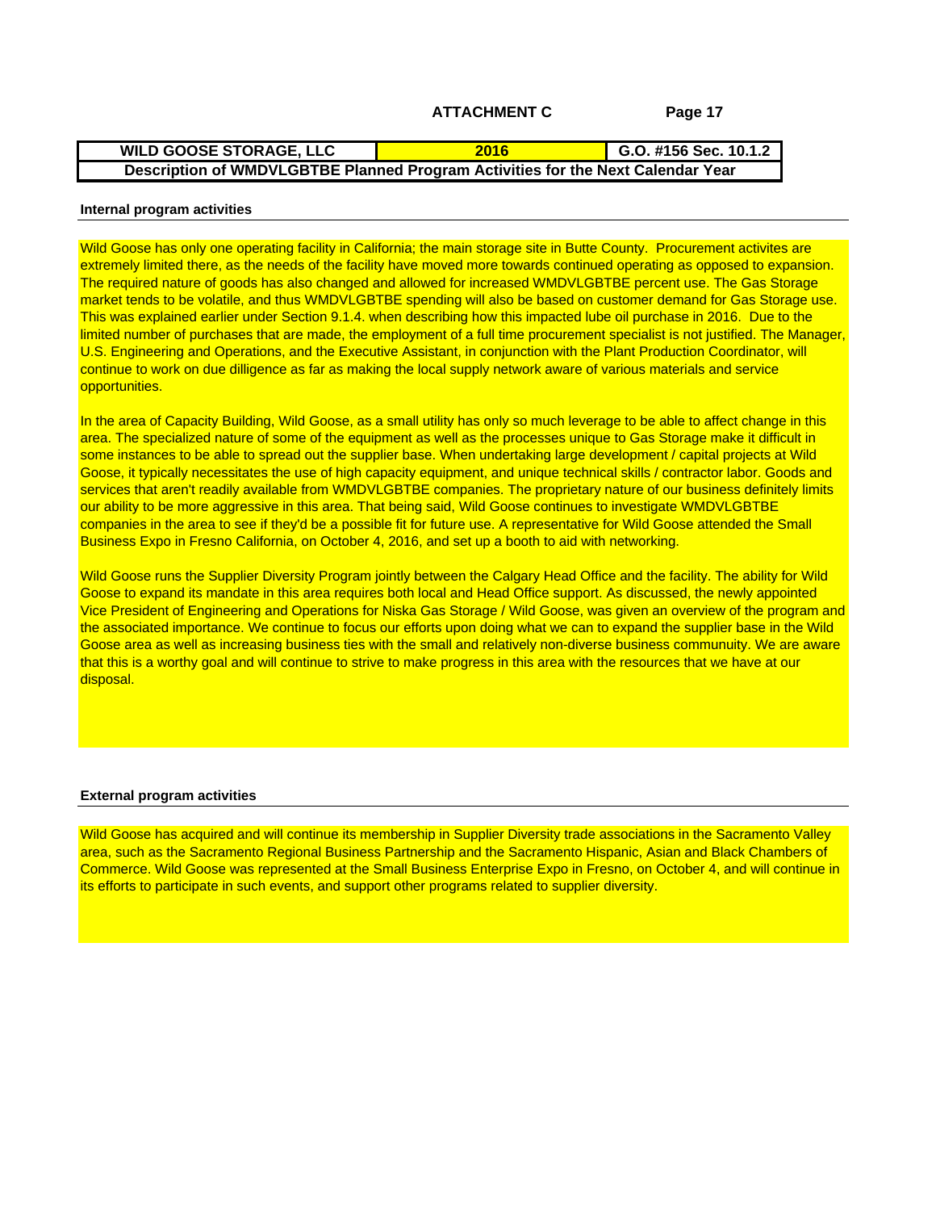**ATTACHMENT C**

| WILD GOOSE STORAGE, LLC | 2016 | G.O. #156 Sec. 10.1.2 |
| --- | --- | --- |
| Description of WMDVLGBTBE Planned Program Activities for the Next Calendar Year | | |

**Internal program activities**

Wild Goose has only one operating facility in California; the main storage site in Butte County. Procurement activites are extremely limited there, as the needs of the facility have moved more towards continued operating as opposed to expansion. The required nature of goods has also changed and allowed for increased WMDVLGBTBE percent use. The Gas Storage market tends to be volatile, and thus WMDVLGBTBE spending will also be based on customer demand for Gas Storage use. This was explained earlier under Section 9.1.4. when describing how this impacted lube oil purchase in 2016. Due to the limited number of purchases that are made, the employment of a full time procurement specialist is not justified. The Manager, U.S. Engineering and Operations, and the Executive Assistant, in conjunction with the Plant Production Coordinator, will continue to work on due dilligence as far as making the local supply network aware of various materials and service opportunities.

In the area of Capacity Building, Wild Goose, as a small utility has only so much leverage to be able to affect change in this area. The specialized nature of some of the equipment as well as the processes unique to Gas Storage make it difficult in some instances to be able to spread out the supplier base. When undertaking large development / capital projects at Wild Goose, it typically necessitates the use of high capacity equipment, and unique technical skills / contractor labor. Goods and services that aren't readily available from WMDVLGBTBE companies. The proprietary nature of our business definitely limits our ability to be more aggressive in this area. That being said, Wild Goose continues to investigate WMDVLGBTBE companies in the area to see if they'd be a possible fit for future use. A representative for Wild Goose attended the Small Business Expo in Fresno California, on October 4, 2016, and set up a booth to aid with networking.

Wild Goose runs the Supplier Diversity Program jointly between the Calgary Head Office and the facility. The ability for Wild Goose to expand its mandate in this area requires both local and Head Office support. As discussed, the newly appointed Vice President of Engineering and Operations for Niska Gas Storage / Wild Goose, was given an overview of the program and the associated importance. We continue to focus our efforts upon doing what we can to expand the supplier base in the Wild Goose area as well as increasing business ties with the small and relatively non-diverse business community. We are aware that this is a worthy goal and will continue to strive to make progress in this area with the resources that we have at our disposal.

**External program activities**

Wild Goose has acquired and will continue its membership in Supplier Diversity trade associations in the Sacramento Valley area, such as the Sacramento Regional Business Partnership and the Sacramento Hispanic, Asian and Black Chambers of Commerce. Wild Goose was represented at the Small Business Enterprise Expo in Fresno, on October 4, and will continue in its efforts to participate in such events, and support other programs related to supplier diversity.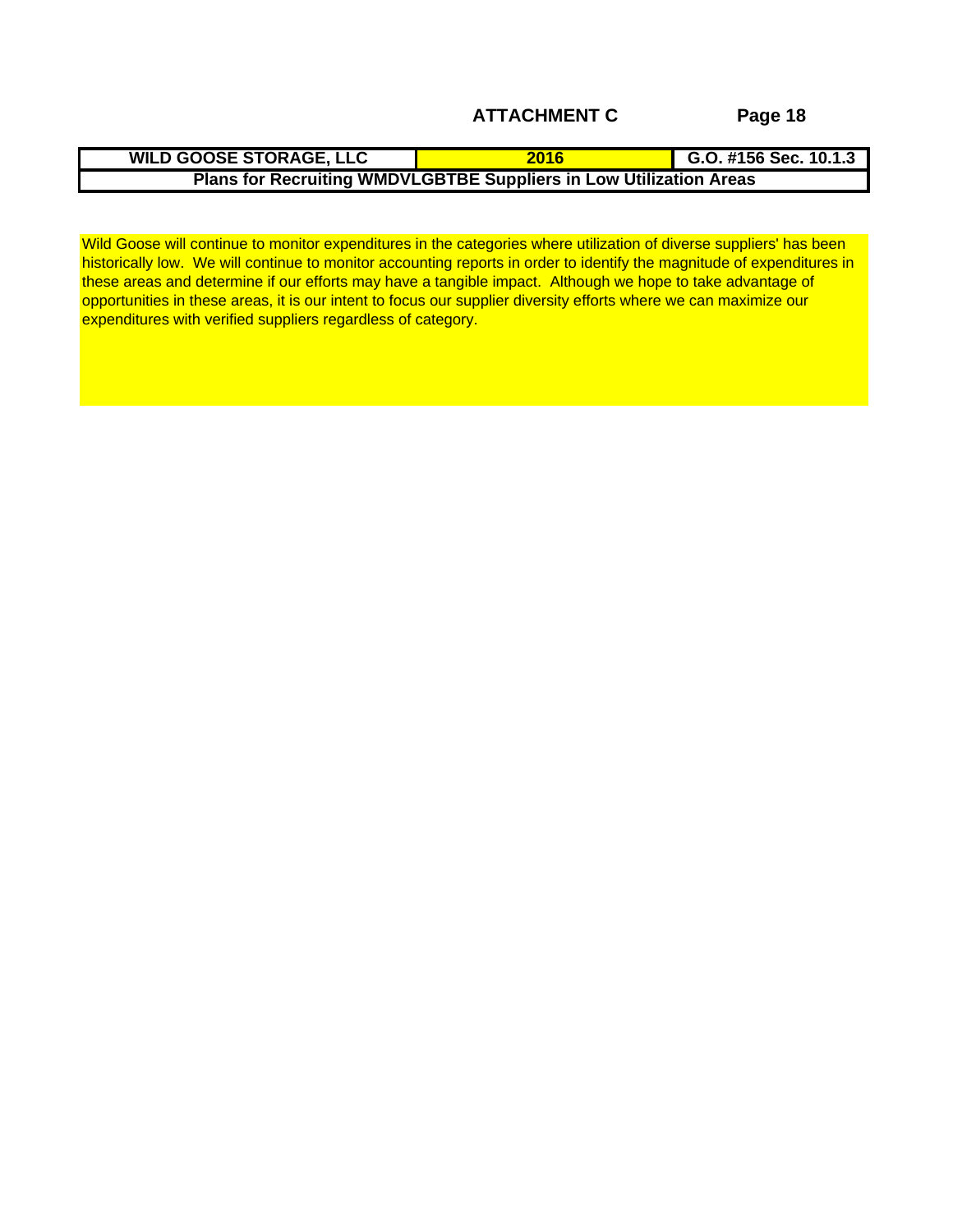**ATTACHMENT C**

| WILD GOOSE STORAGE, LLC | 2016 | G.O. #156 Sec. 10.1.3 |
|---|---|---|
| Plans for Recruiting WMDVLGBTBE Suppliers in Low Utilization Areas | | |

Wild Goose will continue to monitor expenditures in the categories where utilization of diverse suppliers' has been historically low. We will continue to monitor accounting reports in order to identify the magnitude of expenditures in these areas and determine if our efforts may have a tangible impact. Although we hope to take advantage of opportunities in these areas, it is our intent to focus our supplier diversity efforts where we can maximize our expenditures with verified suppliers regardless of category.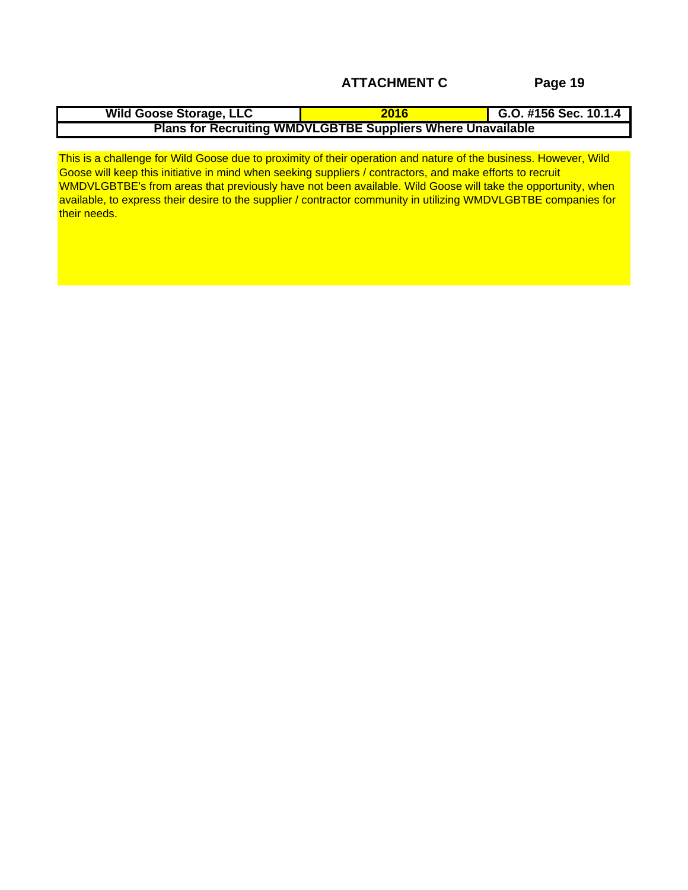**ATTACHMENT C**

| Wild Goose Storage, LLC | 2016 | G.O. #156 Sec. 10.1.4 |
|---|---|---|
| **Plans for Recruiting WMDVLGBTBE Suppliers Where Unavailable** | | |

This is a challenge for Wild Goose due to proximity of their operation and nature of the business. However, Wild Goose will keep this initiative in mind when seeking suppliers / contractors, and make efforts to recruit WMDVLGBTBE's from areas that previously have not been available. Wild Goose will take the opportunity, when available, to express their desire to the supplier / contractor community in utilizing WMDVLGBTBE companies for their needs.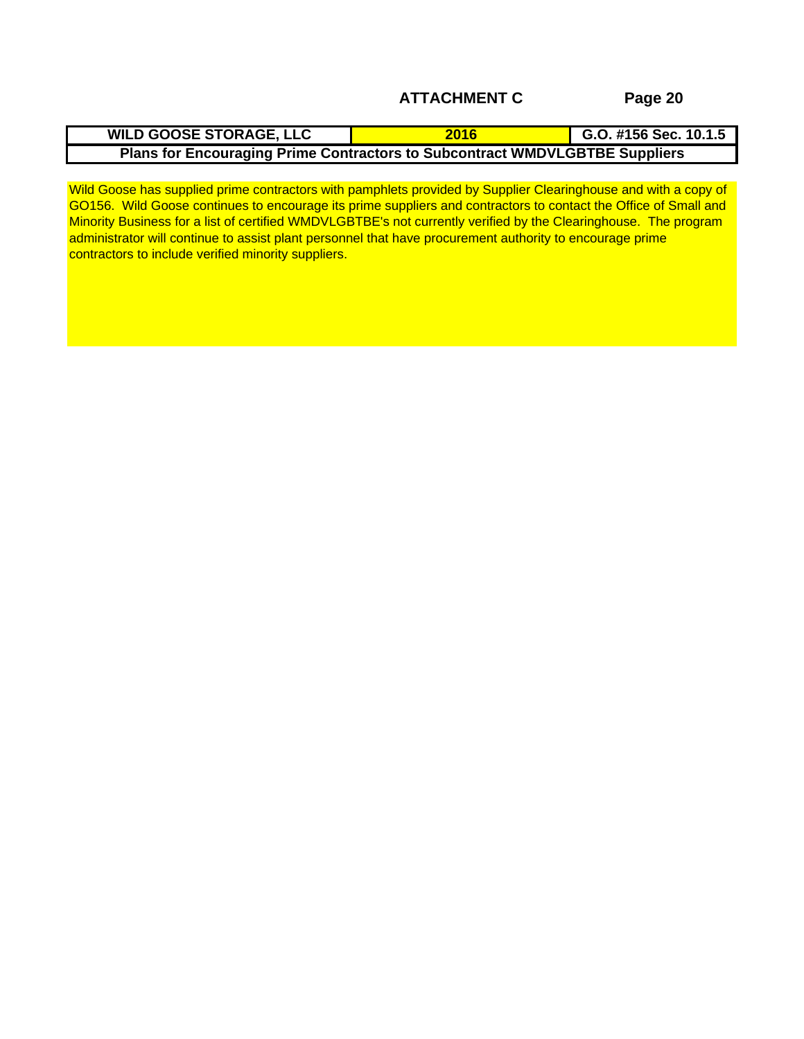## ATTACHMENT C

| WILD GOOSE STORAGE, LLC | 2016 | G.O. #156 Sec. 10.1.5 |
|---|---|---|
| **Plans for Encouraging Prime Contractors to Subcontract WMDVLGBTBE Suppliers** | | |

Wild Goose has supplied prime contractors with pamphlets provided by Supplier Clearinghouse and with a copy of GO156. Wild Goose continues to encourage its prime suppliers and contractors to contact the Office of Small and Minority Business for a list of certified WMDVLGBTBE's not currently verified by the Clearinghouse. The program administrator will continue to assist plant personnel that have procurement authority to encourage prime contractors to include verified minority suppliers.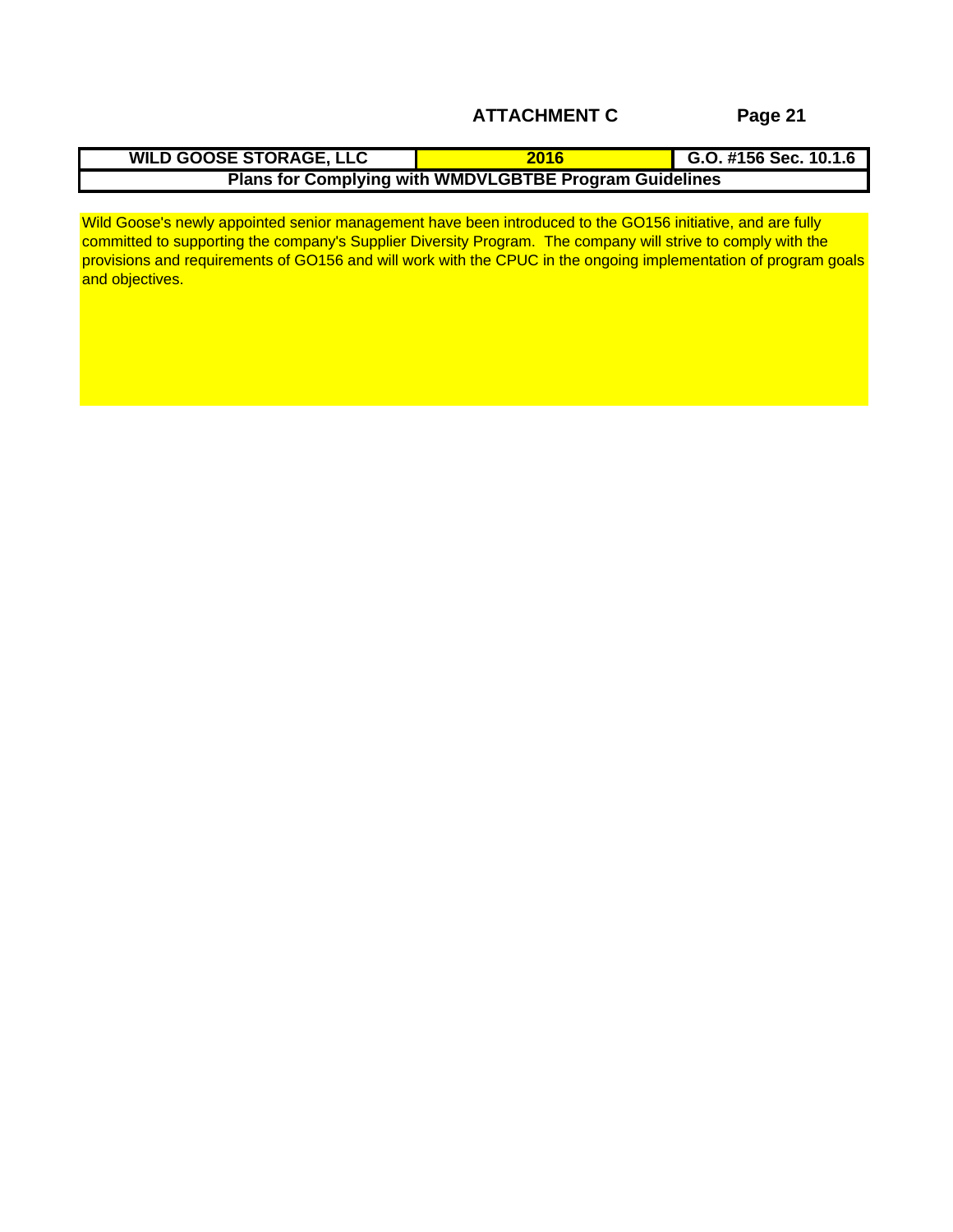**ATTACHMENT C**

| | | |
|---|---|---|
| **WILD GOOSE STORAGE, LLC** | **2016** | **G.O. #156 Sec. 10.1.6** |
| **Plans for Complying with WMDVLGBTBE Program Guidelines** | | |

Wild Goose's newly appointed senior management have been introduced to the GO156 initiative, and are fully committed to supporting the company's Supplier Diversity Program. The company will strive to comply with the provisions and requirements of GO156 and will work with the CPUC in the ongoing implementation of program goals and objectives.